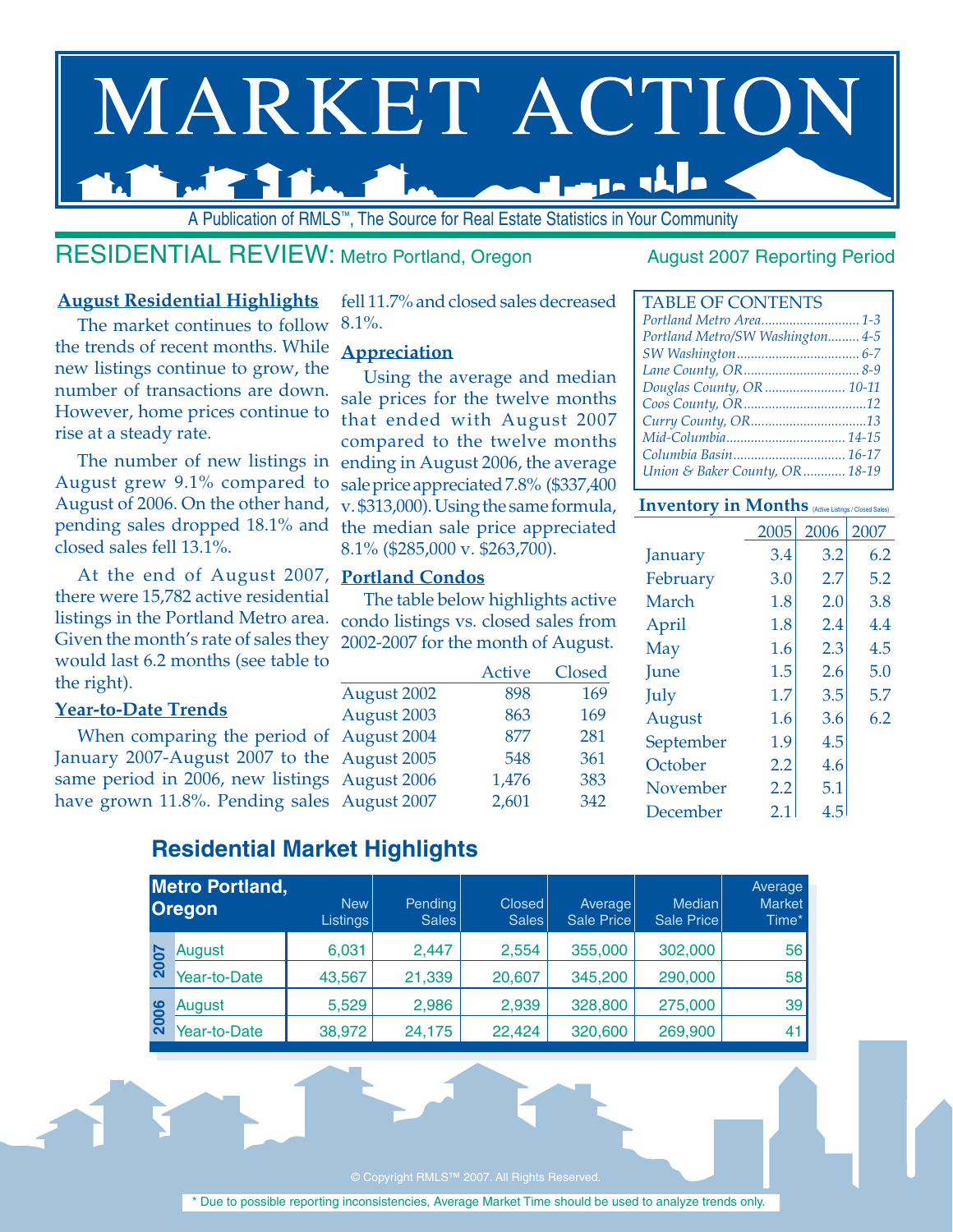# MARKET ACTION

A Publication of RMLS™, The Source for Real Estate Statistics in Your Community

## RESIDENTIAL REVIEW: Metro Portland, Oregon

August 2007 Reporting Period

### August Residential Highlights

The market continues to follow the trends of recent months. While new listings continue to grow, the number of transactions are down. However, home prices continue to rise at a steady rate.

The number of new listings in August grew 9.1% compared to August of 2006. On the other hand, pending sales dropped 18.1% and closed sales fell 13.1%.

At the end of August 2007, there were 15,782 active residential listings in the Portland Metro area. Given the month's rate of sales they would last 6.2 months (see table to the right).

### Year-to-Date Trends

When comparing the period of January 2007-August 2007 to the same period in 2006, new listings have grown 11.8%. Pending sales fell 11.7% and closed sales decreased 8.1%.

### Appreciation

Using the average and median sale prices for the twelve months that ended with August 2007 compared to the twelve months ending in August 2006, the average sale price appreciated 7.8% ($337,400 v. $313,000). Using the same formula, the median sale price appreciated 8.1% ($285,000 v. $263,700).

### Portland Condos

The table below highlights active condo listings vs. closed sales from 2002-2007 for the month of August.

| | Active | Closed |
|---|---|---|
| August 2002 | 898 | 169 |
| August 2003 | 863 | 169 |
| August 2004 | 877 | 281 |
| August 2005 | 548 | 361 |
| August 2006 | 1,476 | 383 |
| August 2007 | 2,601 | 342 |

| TABLE OF CONTENTS | |
|---|---|
| *Portland Metro Area* | *1-3* |
| *Portland Metro/SW Washington* | *4-5* |
| *SW Washington* | *6-7* |
| *Lane County, OR* | *8-9* |
| *Douglas County, OR* | *10-11* |
| *Coos County, OR* | *12* |
| *Curry County, OR* | *13* |
| *Mid-Columbia* | *14-15* |
| *Columbia Basin* | *16-17* |
| *Union & Baker County, OR* | *18-19* |

**Inventory in Months** (Active Listings / Closed Sales)

| | 2005 | 2006 | 2007 |
|---|---|---|---|
| January | 3.4 | 3.2 | 6.2 |
| February | 3.0 | 2.7 | 5.2 |
| March | 1.8 | 2.0 | 3.8 |
| April | 1.8 | 2.4 | 4.4 |
| May | 1.6 | 2.3 | 4.5 |
| June | 1.5 | 2.6 | 5.0 |
| July | 1.7 | 3.5 | 5.7 |
| August | 1.6 | 3.6 | 6.2 |
| September | 1.9 | 4.5 | |
| October | 2.2 | 4.6 | |
| November | 2.2 | 5.1 | |
| December | 2.1 | 4.5 | |

## Residential Market Highlights

| Metro Portland, Oregon | | New Listings | Pending Sales | Closed Sales | Average Sale Price | Median Sale Price | Average Market Time* |
|---|---|---|---|---|---|---|---|
| 2007 | August | 6,031 | 2,447 | 2,554 | 355,000 | 302,000 | 56 |
| 2007 | Year-to-Date | 43,567 | 21,339 | 20,607 | 345,200 | 290,000 | 58 |
| 2006 | August | 5,529 | 2,986 | 2,939 | 328,800 | 275,000 | 39 |
| 2006 | Year-to-Date | 38,972 | 24,175 | 22,424 | 320,600 | 269,900 | 41 |

© Copyright RMLS™ 2007. All Rights Reserved.

\* Due to possible reporting inconsistencies, Average Market Time should be used to analyze trends only.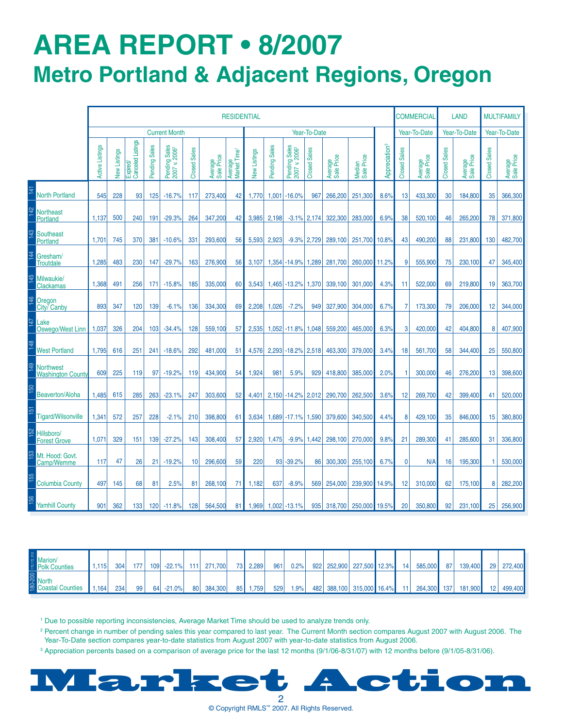# AREA REPORT • 8/2007

## Metro Portland & Adjacent Regions, Oregon

| | | RESIDENTIAL | | | | | | | | | | | | | | | | COMMERCIAL | | LAND | | MULTIFAMILY | |
|---|---|---|---|---|---|---|---|---|---|---|---|---|---|---|---|---|---|---|---|---|---|---|---|
| | | Current Month | | | | | | | | Year-To-Date | | | | | | | | Year-To-Date | | Year-To-Date | | Year-To-Date | |
| | | Active Listings | New Listings | Expired/ Canceled Listings | Pending Sales | Pending Sales 2007 v. 2006[2] | Closed Sales | Average Sale Price | Average Market Time[1] | New Listings | Pending Sales | Pending Sales 2007 v. 2006[2] | Closed Sales | Average Sale Price | Median Sale Price | Appreciation[3] | | Closed Sales | Average Sale Price | Closed Sales | Average Sale Price | Closed Sales | Average Sale Price |
| 141 | North Portland | 545 | 228 | 93 | 125 | -16.7% | 117 | 273,400 | 42 | 1,770 | 1,001 | -16.0% | 967 | 266,200 | 251,300 | 8.6% | | 13 | 433,300 | 30 | 184,800 | 35 | 366,300 |
| 142 | Northeast Portland | 1,137 | 500 | 240 | 191 | -29.3% | 264 | 347,200 | 42 | 3,985 | 2,198 | -3.1% | 2,174 | 322,300 | 283,000 | 6.9% | | 38 | 520,100 | 46 | 265,200 | 78 | 371,800 |
| 143 | Southeast Portland | 1,701 | 745 | 370 | 381 | -10.6% | 331 | 293,600 | 56 | 5,593 | 2,923 | -9.3% | 2,729 | 289,100 | 251,700 | 10.8% | | 43 | 490,200 | 88 | 231,800 | 130 | 482,700 |
| 144 | Gresham/ Troutdale | 1,285 | 483 | 230 | 147 | -29.7% | 163 | 276,900 | 56 | 3,107 | 1,354 | -14.9% | 1,289 | 281,700 | 260,000 | 11.2% | | 9 | 555,900 | 75 | 230,100 | 47 | 345,400 |
| 145 | Milwaukie/ Clackamas | 1,368 | 491 | 256 | 171 | -15.8% | 185 | 335,000 | 60 | 3,543 | 1,465 | -13.2% | 1,370 | 339,100 | 301,000 | 4.3% | | 11 | 522,000 | 69 | 219,800 | 19 | 363,700 |
| 146 | Oregon City/ Canby | 893 | 347 | 120 | 139 | -6.1% | 136 | 334,300 | 69 | 2,208 | 1,026 | -7.2% | 949 | 327,900 | 304,000 | 6.7% | | 7 | 173,300 | 79 | 206,000 | 12 | 344,000 |
| 147 | Lake Oswego/West Linn | 1,037 | 326 | 204 | 103 | -34.4% | 128 | 559,100 | 57 | 2,535 | 1,052 | -11.8% | 1,048 | 559,200 | 465,000 | 6.3% | | 3 | 420,000 | 42 | 404,800 | 8 | 407,900 |
| 148 | West Portland | 1,795 | 616 | 251 | 241 | -18.6% | 292 | 481,000 | 51 | 4,576 | 2,293 | -18.2% | 2,518 | 463,300 | 379,000 | 3.4% | | 18 | 561,700 | 58 | 344,400 | 25 | 550,800 |
| 149 | Northwest Washington County | 609 | 225 | 119 | 97 | -19.2% | 119 | 434,900 | 54 | 1,924 | 981 | 5.9% | 929 | 418,800 | 385,000 | 2.0% | | 1 | 300,000 | 46 | 276,200 | 13 | 398,600 |
| 150 | Beaverton/Aloha | 1,485 | 615 | 285 | 263 | -23.1% | 247 | 303,600 | 52 | 4,401 | 2,150 | -14.2% | 2,012 | 290,700 | 262,500 | 3.6% | | 12 | 269,700 | 42 | 399,400 | 41 | 520,000 |
| 151 | Tigard/Wilsonville | 1,341 | 572 | 257 | 228 | -2.1% | 210 | 398,800 | 61 | 3,634 | 1,689 | -17.1% | 1,590 | 379,600 | 340,500 | 4.4% | | 8 | 429,100 | 35 | 846,000 | 15 | 380,800 |
| 152 | Hillsboro/ Forest Grove | 1,071 | 329 | 151 | 139 | -27.2% | 143 | 308,400 | 57 | 2,920 | 1,475 | -9.9% | 1,442 | 298,100 | 270,000 | 9.8% | | 21 | 289,300 | 41 | 285,600 | 31 | 336,800 |
| 153 | Mt. Hood: Govt. Camp/Wemme | 117 | 47 | 26 | 21 | -19.2% | 10 | 296,600 | 59 | 220 | 93 | -39.2% | 86 | 300,300 | 255,100 | 6.7% | | 0 | N/A | 16 | 195,300 | 1 | 530,000 |
| 155 | Columbia County | 497 | 145 | 68 | 81 | 2.5% | 81 | 268,100 | 71 | 1,182 | 637 | -8.9% | 569 | 254,000 | 239,900 | 14.9% | | 12 | 310,000 | 62 | 175,100 | 8 | 282,200 |
| 156 | Yamhill County | 901 | 362 | 133 | 120 | -11.8% | 128 | 564,500 | 81 | 1,969 | 1,002 | -13.1% | 935 | 318,700 | 250,000 | 19.5% | | 20 | 350,800 | 92 | 231,100 | 25 | 256,900 |

| | | Active Listings | New Listings | Expired/ Canceled Listings | Pending Sales | Pending Sales 2007 v. 2006[2] | Closed Sales | Average Sale Price | Average Market Time[1] | New Listings | Pending Sales | Pending Sales 2007 v. 2006[2] | Closed Sales | Average Sale Price | Median Sale Price | Appreciation[3] | Closed Sales | Average Sale Price | Closed Sales | Average Sale Price | Closed Sales | Average Sale Price |
|---|---|---|---|---|---|---|---|---|---|---|---|---|---|---|---|---|---|---|---|---|---|---|
| 170,172,210 | Marion/ Polk Counties | 1,115 | 304 | 177 | 109 | -22.1% | 111 | 271,700 | 73 | 2,289 | 961 | 0.2% | 922 | 252,900 | 227,500 | 12.3% | 14 | 585,000 | 87 | 139,400 | 29 | 272,400 |
| 180-200 | North Coastal Counties | 1,164 | 234 | 99 | 64 | -21.0% | 80 | 384,300 | 85 | 1,759 | 529 | 1.9% | 482 | 388,100 | 315,000 | 16.4% | 11 | 264,300 | 137 | 181,900 | 12 | 499,400 |

[1] Due to possible reporting inconsistencies, Average Market Time should be used to analyze trends only.

[2] Percent change in number of pending sales this year compared to last year. The Current Month section compares August 2007 with August 2006. The Year-To-Date section compares year-to-date statistics from August 2007 with year-to-date statistics from August 2006.

[3] Appreciation percents based on a comparison of average price for the last 12 months (9/1/06-8/31/07) with 12 months before (9/1/05-8/31/06).

# Market Action

© Copyright RMLS™ 2007. All Rights Reserved.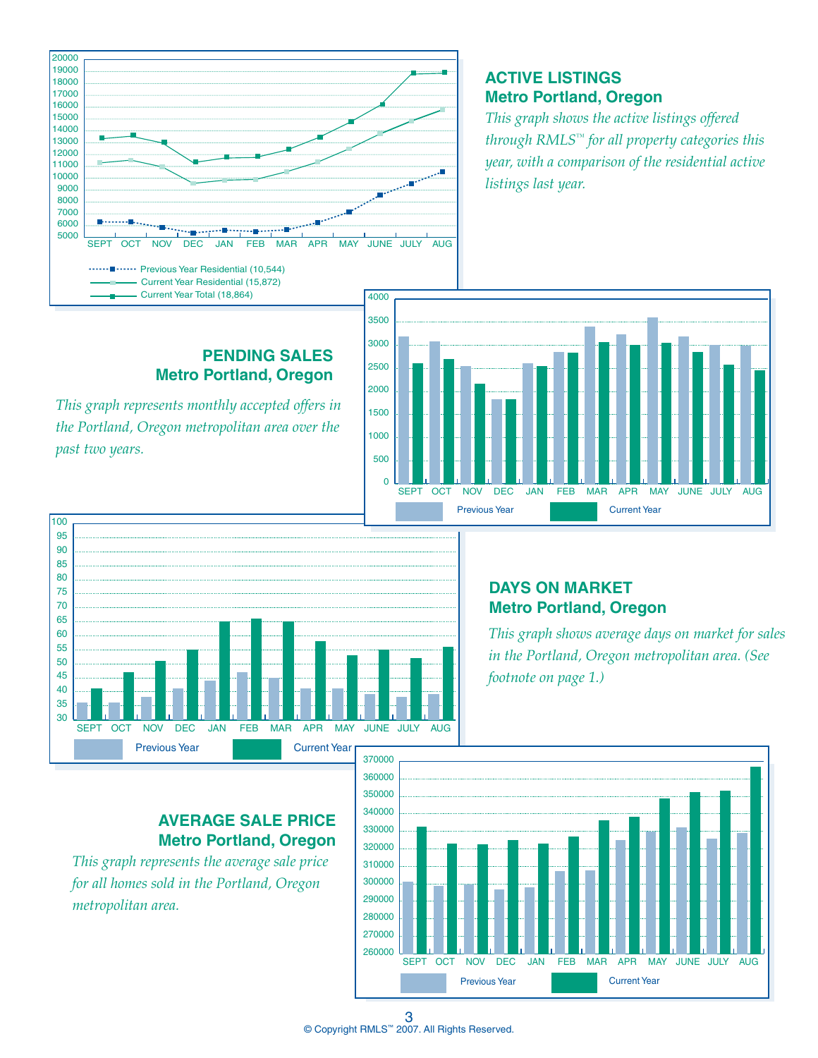## ACTIVE LISTINGS
### Metro Portland, Oregon

*This graph shows the active listings offered through RMLS™ for all property categories this year, with a comparison of the residential active listings last year.*

Previous Year Residential (10,544)
Current Year Residential (15,872)
Current Year Total (18,864)

## PENDING SALES
### Metro Portland, Oregon

*This graph represents monthly accepted offers in the Portland, Oregon metropolitan area over the past two years.*

## DAYS ON MARKET
### Metro Portland, Oregon

*This graph shows average days on market for sales in the Portland, Oregon metropolitan area. (See footnote on page 1.)*

## AVERAGE SALE PRICE
### Metro Portland, Oregon

*This graph represents the average sale price for all homes sold in the Portland, Oregon metropolitan area.*

© Copyright RMLS™ 2007. All Rights Reserved.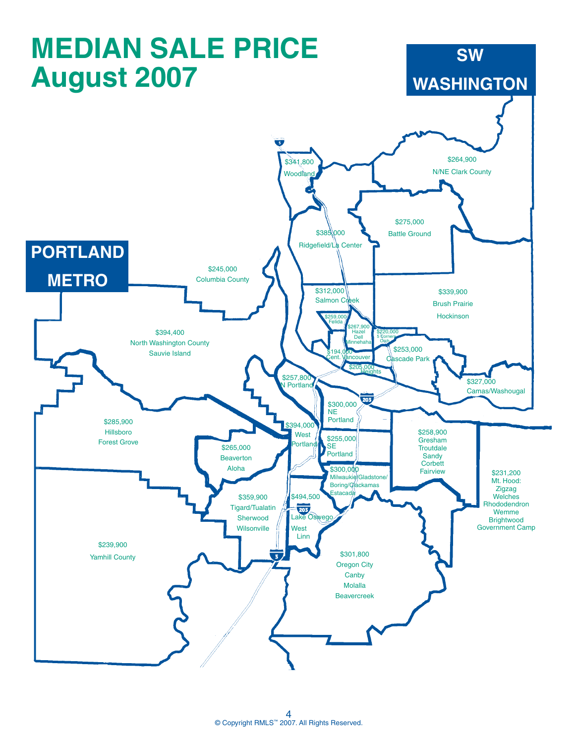# MEDIAN SALE PRICE August 2007

## SW WASHINGTON

- $341,800 Woodland
- $264,900 N/NE Clark County
- $275,000 Battle Ground
- $385,000 Ridgefield/La Center
- $312,000 Salmon Creek
- $339,900 Brush Prairie Hockinson
- $259,000 Felida
- $267,900 Hazel Dell Minnehaha
- $220,000 5 Corners Orch
- $194,000 Cent. Vancouver
- $253,000 Cascade Park
- $205,000 Heights
- $327,000 Camas/Washougal

## PORTLAND METRO

- $245,000 Columbia County
- $394,400 North Washington County Sauvie Island
- $257,800 N Portland
- $300,000 NE Portland
- $394,000 West Portland
- $255,000 SE Portland
- $285,900 Hillsboro Forest Grove
- $265,000 Beaverton Aloha
- $258,900 Gresham Troutdale Sandy Corbett Fairview
- $300,000 Milwaukie/Gladstone/ Boring/Clackamas Estacada
- $231,200 Mt. Hood: Zigzag Welches Rhododendron Wemme Brightwood Government Camp
- $359,900 Tigard/Tualatin Sherwood Wilsonville
- $494,500 Lake Oswego West Linn
- $239,900 Yamhill County
- $301,800 Oregon City Canby Molalla Beavercreek

© Copyright RMLS™ 2007. All Rights Reserved.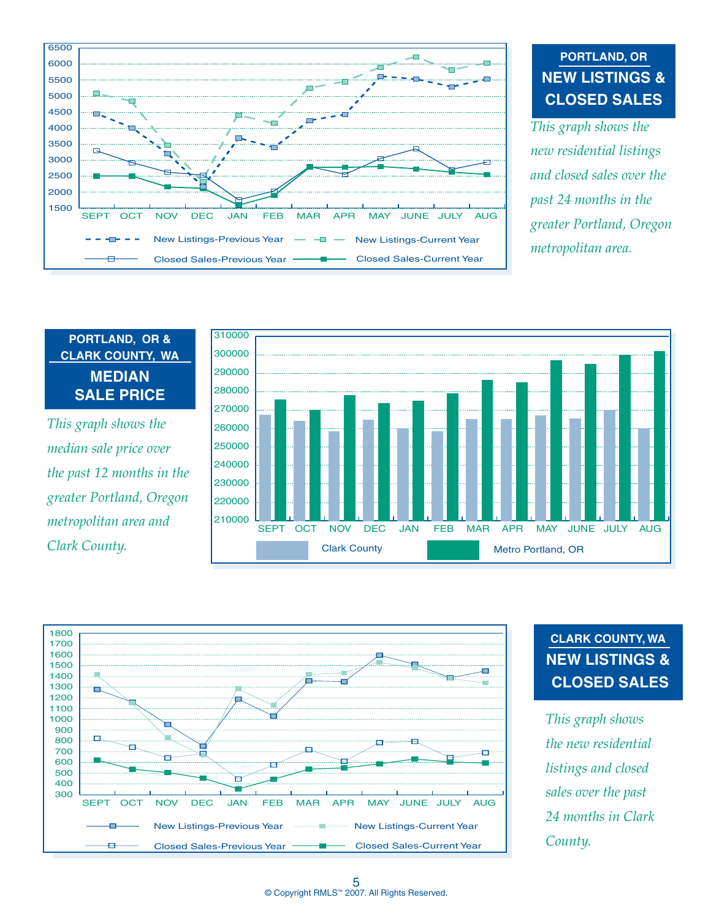## PORTLAND, OR
## NEW LISTINGS & CLOSED SALES

*This graph shows the new residential listings and closed sales over the past 24 months in the greater Portland, Oregon metropolitan area.*

## PORTLAND, OR & CLARK COUNTY, WA
## MEDIAN SALE PRICE

*This graph shows the median sale price over the past 12 months in the greater Portland, Oregon metropolitan area and Clark County.*

## CLARK COUNTY, WA
## NEW LISTINGS & CLOSED SALES

*This graph shows the new residential listings and closed sales over the past 24 months in Clark County.*

© Copyright RMLS™ 2007. All Rights Reserved.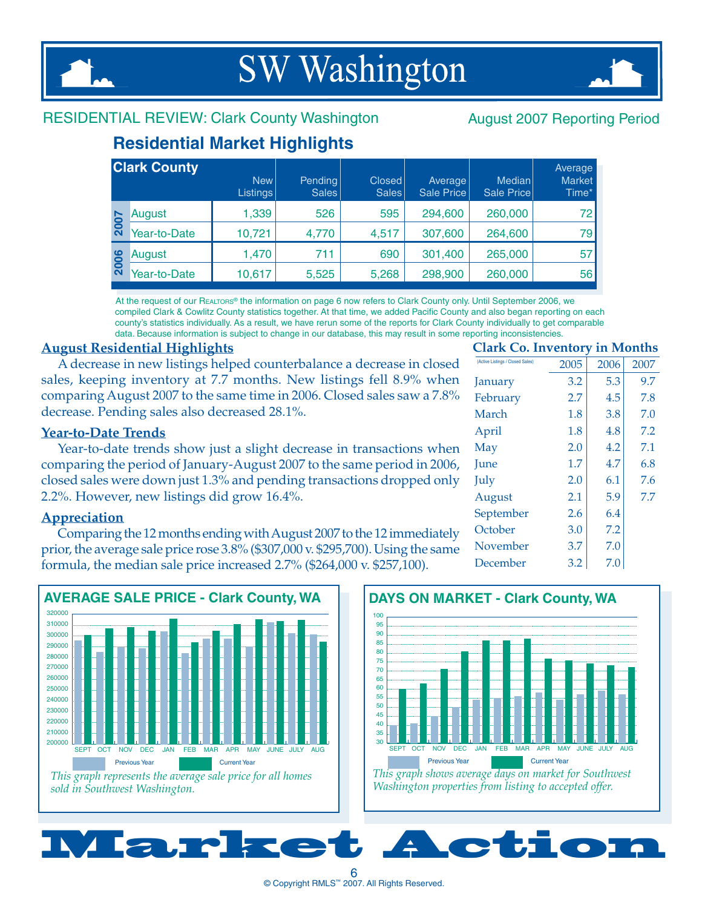# SW Washington

RESIDENTIAL REVIEW: Clark County Washington

August 2007 Reporting Period

## Residential Market Highlights

| Clark County | | New Listings | Pending Sales | Closed Sales | Average Sale Price | Median Sale Price | Average Market Time* |
|---|---|---|---|---|---|---|---|
| 2007 | August | 1,339 | 526 | 595 | 294,600 | 260,000 | 72 |
| | Year-to-Date | 10,721 | 4,770 | 4,517 | 307,600 | 264,600 | 79 |
| 2006 | August | 1,470 | 711 | 690 | 301,400 | 265,000 | 57 |
| | Year-to-Date | 10,617 | 5,525 | 5,268 | 298,900 | 260,000 | 56 |

At the request of our REALTORS® the information on page 6 now refers to Clark County only. Until September 2006, we compiled Clark & Cowlitz County statistics together. At that time, we added Pacific County and also began reporting on each county's statistics individually. As a result, we have rerun some of the reports for Clark County individually to get comparable data. Because information is subject to change in our database, this may result in some reporting inconsistencies.

### August Residential Highlights

A decrease in new listings helped counterbalance a decrease in closed sales, keeping inventory at 7.7 months. New listings fell 8.9% when comparing August 2007 to the same time in 2006. Closed sales saw a 7.8% decrease. Pending sales also decreased 28.1%.

### Year-to-Date Trends

Year-to-date trends show just a slight decrease in transactions when comparing the period of January-August 2007 to the same period in 2006, closed sales were down just 1.3% and pending transactions dropped only 2.2%. However, new listings did grow 16.4%.

### Appreciation

Comparing the 12 months ending with August 2007 to the 12 immediately prior, the average sale price rose 3.8% ($307,000 v. $295,700). Using the same formula, the median sale price increased 2.7% ($264,000 v. $257,100).

### Clark Co. Inventory in Months

| (Active Listings / Closed Sales) | 2005 | 2006 | 2007 |
|---|---|---|---|
| January | 3.2 | 5.3 | 9.7 |
| February | 2.7 | 4.5 | 7.8 |
| March | 1.8 | 3.8 | 7.0 |
| April | 1.8 | 4.8 | 7.2 |
| May | 2.0 | 4.2 | 7.1 |
| June | 1.7 | 4.7 | 6.8 |
| July | 2.0 | 6.1 | 7.6 |
| August | 2.1 | 5.9 | 7.7 |
| September | 2.6 | 6.4 | |
| October | 3.0 | 7.2 | |
| November | 3.7 | 7.0 | |
| December | 3.2 | 7.0 | |

### AVERAGE SALE PRICE - Clark County, WA

*This graph represents the average sale price for all homes sold in Southwest Washington.*

### DAYS ON MARKET - Clark County, WA

*This graph shows average days on market for Southwest Washington properties from listing to accepted offer.*

# Market Action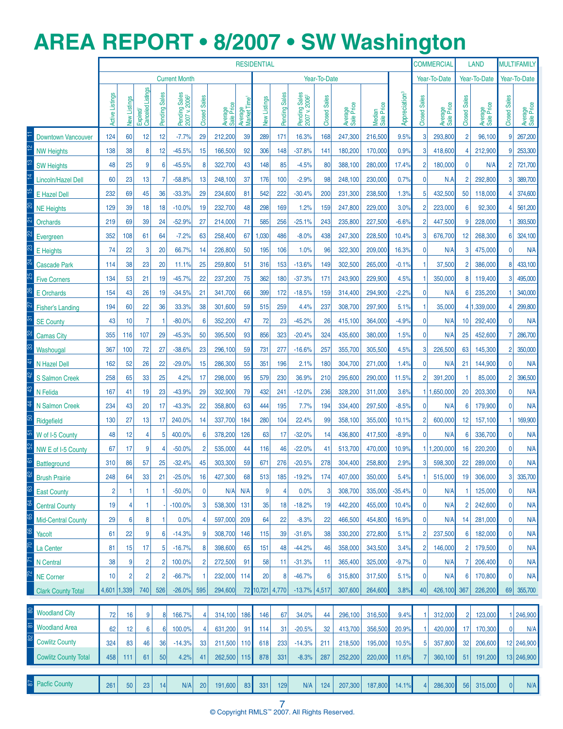# AREA REPORT • 8/2007 • SW Washington

| | | RESIDENTIAL | | | | | | | | | | | | | | | | COMMERCIAL | | LAND | | MULTIFAMILY | |
|---|---|---|---|---|---|---|---|---|---|---|---|---|---|---|---|---|---|---|---|---|---|---|---|
| | | Current Month | | | | | | | | Year-To-Date | | | | | | | | Year-To-Date | | Year-To-Date | | Year-To-Date | |
| | | Active Listings | New Listings | Expired/ Canceled Listings | Pending Sales | Pending Sales 2007 v. 2006[2] | Closed Sales | Average Sale Price | Average Market Time[1] | New Listings | Pending Sales | Pending Sales 2007 v. 2006[2] | Closed Sales | Average Sale Price | Median Sale Price | Appreciation[3] | Closed Sales | Average Sale Price | Closed Sales | Average Sale Price | Closed Sales | Average Sale Price |
| 11 | Downtown Vancouver | 124 | 60 | 12 | 12 | -7.7% | 29 | 212,200 | 39 | 289 | 171 | 16.3% | 168 | 247,300 | 216,500 | 9.5% | 3 | 293,800 | 2 | 96,100 | 9 | 267,200 |
| 12 | NW Heights | 138 | 38 | 8 | 12 | -45.5% | 15 | 166,500 | 92 | 306 | 148 | -37.8% | 141 | 180,200 | 170,000 | 0.9% | 3 | 418,600 | 4 | 212,900 | 9 | 253,300 |
| 13 | SW Heights | 48 | 25 | 9 | 6 | -45.5% | 8 | 322,700 | 43 | 148 | 85 | -4.5% | 80 | 388,100 | 280,000 | 17.4% | 2 | 180,000 | 0 | N/A | 2 | 721,700 |
| 14 | Lincoln/Hazel Dell | 60 | 23 | 13 | 7 | -58.8% | 13 | 248,100 | 37 | 176 | 100 | -2.9% | 98 | 248,100 | 230,000 | 0.7% | 0 | N.A | 2 | 292,800 | 3 | 389,700 |
| 15 | E Hazel Dell | 232 | 69 | 45 | 36 | -33.3% | 29 | 234,600 | 81 | 542 | 222 | -30.4% | 200 | 231,300 | 238,500 | 1.3% | 5 | 432,500 | 50 | 118,000 | 4 | 374,600 |
| 20 | NE Heights | 129 | 39 | 18 | 18 | -10.0% | 19 | 232,700 | 48 | 298 | 169 | 1.2% | 159 | 247,800 | 229,000 | 3.0% | 2 | 223,000 | 6 | 92,300 | 4 | 561,200 |
| 21 | Orchards | 219 | 69 | 39 | 24 | -52.9% | 27 | 214,000 | 71 | 585 | 256 | -25.1% | 243 | 235,800 | 227,500 | -6.6% | 2 | 447,500 | 9 | 228,000 | 1 | 393,500 |
| 22 | Evergreen | 352 | 108 | 61 | 64 | -7.2% | 63 | 258,400 | 67 | 1,030 | 486 | -8.0% | 438 | 247,300 | 228,500 | 10.4% | 3 | 676,700 | 12 | 268,300 | 6 | 324,100 |
| 23 | E Heights | 74 | 22 | 3 | 20 | 66.7% | 14 | 226,800 | 50 | 195 | 106 | 1.0% | 96 | 322,300 | 209,000 | 16.3% | 0 | N/A | 3 | 475,000 | 0 | N/A |
| 24 | Cascade Park | 114 | 38 | 23 | 20 | 11.1% | 25 | 259,800 | 51 | 316 | 153 | -13.6% | 149 | 302,500 | 265,000 | -0.1% | 1 | 37,500 | 2 | 386,000 | 8 | 433,100 |
| 25 | Five Corners | 134 | 53 | 21 | 19 | -45.7% | 22 | 237,200 | 75 | 362 | 180 | -37.3% | 171 | 243,900 | 229,900 | 4.5% | 1 | 350,000 | 8 | 119,400 | 3 | 495,000 |
| 26 | E Orchards | 154 | 43 | 26 | 19 | -34.5% | 21 | 341,700 | 66 | 399 | 172 | -18.5% | 159 | 314,400 | 294,900 | -2.2% | 0 | N/A | 6 | 235,200 | 1 | 340,000 |
| 27 | Fisher's Landing | 194 | 60 | 22 | 36 | 33.3% | 38 | 301,600 | 59 | 515 | 259 | 4.4% | 237 | 308,700 | 297,900 | 5.1% | 1 | 35,000 | 4 | 1,339,000 | 4 | 299,800 |
| 31 | SE County | 43 | 10 | 7 | 1 | -80.0% | 6 | 352,200 | 47 | 72 | 23 | -45.2% | 26 | 415,100 | 364,000 | -4.9% | 0 | N/A | 10 | 292,400 | 0 | N/A |
| 32 | Camas City | 355 | 116 | 107 | 29 | -45.3% | 50 | 395,500 | 93 | 856 | 323 | -20.4% | 324 | 435,600 | 380,000 | 1.5% | 0 | N/A | 25 | 452,600 | 7 | 286,700 |
| 33 | Washougal | 367 | 100 | 72 | 27 | -38.6% | 23 | 296,100 | 59 | 731 | 277 | -16.6% | 257 | 355,700 | 305,500 | 4.5% | 3 | 226,500 | 63 | 145,300 | 2 | 350,000 |
| 41 | N Hazel Dell | 162 | 52 | 26 | 22 | -29.0% | 15 | 286,300 | 55 | 351 | 196 | 2.1% | 180 | 304,700 | 271,000 | 1.4% | 0 | N/A | 21 | 144,900 | 0 | N/A |
| 42 | S Salmon Creek | 258 | 65 | 33 | 25 | 4.2% | 17 | 298,000 | 95 | 579 | 230 | 36.9% | 210 | 295,600 | 290,000 | 11.5% | 2 | 391,200 | 1 | 85,000 | 2 | 396,500 |
| 43 | N Felida | 167 | 41 | 19 | 23 | -43.9% | 29 | 302,900 | 79 | 432 | 241 | -12.0% | 236 | 328,200 | 311,000 | 3.6% | 1 | 1,650,000 | 20 | 203,300 | 0 | N/A |
| 44 | N Salmon Creek | 234 | 43 | 20 | 17 | -43.3% | 22 | 358,800 | 63 | 444 | 195 | 7.7% | 194 | 334,400 | 297,500 | -8.5% | 0 | N/A | 6 | 179,900 | 0 | N/A |
| 50 | Ridgefield | 130 | 27 | 13 | 17 | 240.0% | 14 | 337,700 | 184 | 280 | 104 | 22.4% | 99 | 358,100 | 355,000 | 10.1% | 2 | 600,000 | 12 | 157,100 | 1 | 169,900 |
| 51 | W of I-5 County | 48 | 12 | 4 | 5 | 400.0% | 6 | 378,200 | 126 | 63 | 17 | -32.0% | 14 | 436,800 | 417,500 | -8.9% | 0 | N/A | 6 | 336,700 | 0 | N/A |
| 52 | NW E of I-5 County | 67 | 17 | 9 | 4 | -50.0% | 2 | 535,000 | 44 | 116 | 46 | -22.0% | 41 | 513,700 | 470,000 | 10.9% | 1 | 1,200,000 | 16 | 220,200 | 0 | N/A |
| 61 | Battleground | 310 | 86 | 57 | 25 | -32.4% | 45 | 303,300 | 59 | 671 | 276 | -20.5% | 278 | 304,400 | 258,800 | 2.9% | 3 | 598,300 | 22 | 289,000 | 0 | N/A |
| 62 | Brush Prairie | 248 | 64 | 33 | 21 | -25.0% | 16 | 427,300 | 68 | 513 | 185 | -19.2% | 174 | 407,000 | 350,000 | 5.4% | 1 | 515,000 | 19 | 306,000 | 3 | 335,700 |
| 63 | East County | 2 | 1 | 1 | 1 | -50.0% | 0 | N/A | N/A | 9 | 4 | 0.0% | 3 | 308,700 | 335,000 | -35.4% | 0 | N/A | 1 | 125,000 | 0 | N/A |
| 64 | Central County | 19 | 4 | 1 | - | -100.0% | 3 | 538,300 | 131 | 35 | 18 | -18.2% | 19 | 442,200 | 455,000 | 10.4% | 0 | N/A | 2 | 242,600 | 0 | N/A |
| 65 | Mid-Central County | 29 | 6 | 8 | 1 | 0.0% | 4 | 597,000 | 209 | 64 | 22 | -8.3% | 22 | 466,500 | 454,800 | 16.9% | 0 | N/A | 14 | 281,000 | 0 | N/A |
| 66 | Yacolt | 61 | 22 | 9 | 6 | -14.3% | 9 | 308,700 | 146 | 115 | 39 | -31.6% | 38 | 330,200 | 272,800 | 5.1% | 2 | 237,500 | 6 | 182,000 | 0 | N/A |
| 70 | La Center | 81 | 15 | 17 | 5 | -16.7% | 8 | 398,600 | 65 | 151 | 48 | -44.2% | 46 | 358,000 | 343,500 | 3.4% | 2 | 146,000 | 2 | 179,500 | 0 | N/A |
| 71 | N Central | 38 | 9 | 2 | 2 | 100.0% | 2 | 272,500 | 91 | 58 | 11 | -31.3% | 11 | 365,400 | 325,000 | -9.7% | 0 | N/A | 7 | 206,400 | 0 | N/A |
| 72 | NE Corner | 10 | 2 | 2 | 2 | -66.7% | 1 | 232,000 | 114 | 20 | 8 | -46.7% | 6 | 315,800 | 317,500 | 5.1% | 0 | N/A | 6 | 170,800 | 0 | N/A |
| | Clark County Total | 4,601 | 1,339 | 740 | 526 | -26.0% | 595 | 294,600 | 72 | 10,721 | 4,770 | -13.7% | 4,517 | 307,600 | 264,600 | 3.8% | 40 | 426,100 | 367 | 226,200 | 69 | 355,700 |
| 80 | Woodland City | 72 | 16 | 9 | 8 | 166.7% | 4 | 314,100 | 186 | 146 | 67 | 34.0% | 44 | 296,100 | 316,500 | 9.4% | 1 | 312,000 | 2 | 123,000 | 1 | 246,900 |
| 81 | Woodland Area | 62 | 12 | 6 | 6 | 100.0% | 4 | 631,200 | 91 | 114 | 31 | -20.5% | 32 | 413,700 | 356,500 | 20.9% | 1 | 420,000 | 17 | 170,300 | 0 | N/A |
| 82 | Cowlitz County | 324 | 83 | 46 | 36 | -14.3% | 33 | 211,500 | 110 | 618 | 233 | -14.3% | 211 | 218,500 | 195,000 | 10.5% | 5 | 357,800 | 32 | 206,600 | 12 | 246,900 |
| | Cowlitz County Total | 458 | 111 | 61 | 50 | 4.2% | 41 | 262,500 | 115 | 878 | 331 | -8.3% | 287 | 252,200 | 220,000 | 11.6% | 7 | 360,100 | 51 | 191,200 | 13 | 246,900 |
| 87 | Pacfic County | 261 | 50 | 23 | 14 | N/A | 20 | 191,600 | 83 | 331 | 129 | N/A | 124 | 207,300 | 187,800 | 14.1% | 4 | 286,300 | 56 | 315,000 | 0 | N/A |

© Copyright RMLS™ 2007. All Rights Reserved.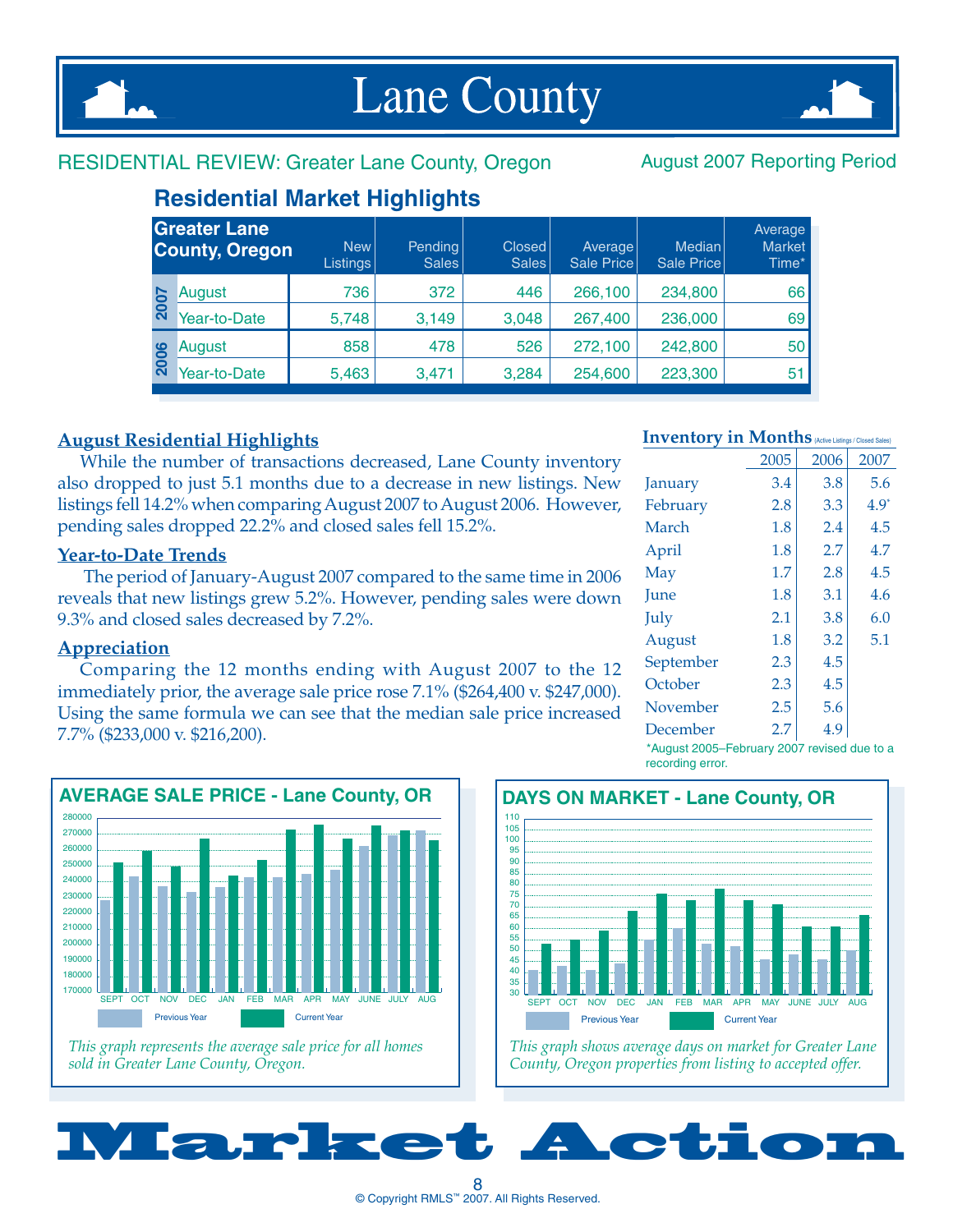# Lane County

RESIDENTIAL REVIEW: Greater Lane County, Oregon

August 2007 Reporting Period

## Residential Market Highlights

| Greater Lane County, Oregon | | New Listings | Pending Sales | Closed Sales | Average Sale Price | Median Sale Price | Average Market Time* |
|---|---|---|---|---|---|---|---|
| 2007 | August | 736 | 372 | 446 | 266,100 | 234,800 | 66 |
| | Year-to-Date | 5,748 | 3,149 | 3,048 | 267,400 | 236,000 | 69 |
| 2006 | August | 858 | 478 | 526 | 272,100 | 242,800 | 50 |
| | Year-to-Date | 5,463 | 3,471 | 3,284 | 254,600 | 223,300 | 51 |

### August Residential Highlights

While the number of transactions decreased, Lane County inventory also dropped to just 5.1 months due to a decrease in new listings. New listings fell 14.2% when comparing August 2007 to August 2006. However, pending sales dropped 22.2% and closed sales fell 15.2%.

### Year-to-Date Trends

The period of January-August 2007 compared to the same time in 2006 reveals that new listings grew 5.2%. However, pending sales were down 9.3% and closed sales decreased by 7.2%.

### Appreciation

Comparing the 12 months ending with August 2007 to the 12 immediately prior, the average sale price rose 7.1% ($264,400 v. $247,000). Using the same formula we can see that the median sale price increased 7.7% ($233,000 v. $216,200).

### Inventory in Months (Active Listings / Closed Sales)

| | 2005 | 2006 | 2007 |
|---|---|---|---|
| January | 3.4 | 3.8 | 5.6 |
| February | 2.8 | 3.3 | 4.9* |
| March | 1.8 | 2.4 | 4.5 |
| April | 1.8 | 2.7 | 4.7 |
| May | 1.7 | 2.8 | 4.5 |
| June | 1.8 | 3.1 | 4.6 |
| July | 2.1 | 3.8 | 6.0 |
| August | 1.8 | 3.2 | 5.1 |
| September | 2.3 | 4.5 | |
| October | 2.3 | 4.5 | |
| November | 2.5 | 5.6 | |
| December | 2.7 | 4.9 | |

*August 2005–February 2007 revised due to a recording error.

### AVERAGE SALE PRICE - Lane County, OR

*This graph represents the average sale price for all homes sold in Greater Lane County, Oregon.*

### DAYS ON MARKET - Lane County, OR

*This graph shows average days on market for Greater Lane County, Oregon properties from listing to accepted offer.*

# Market Action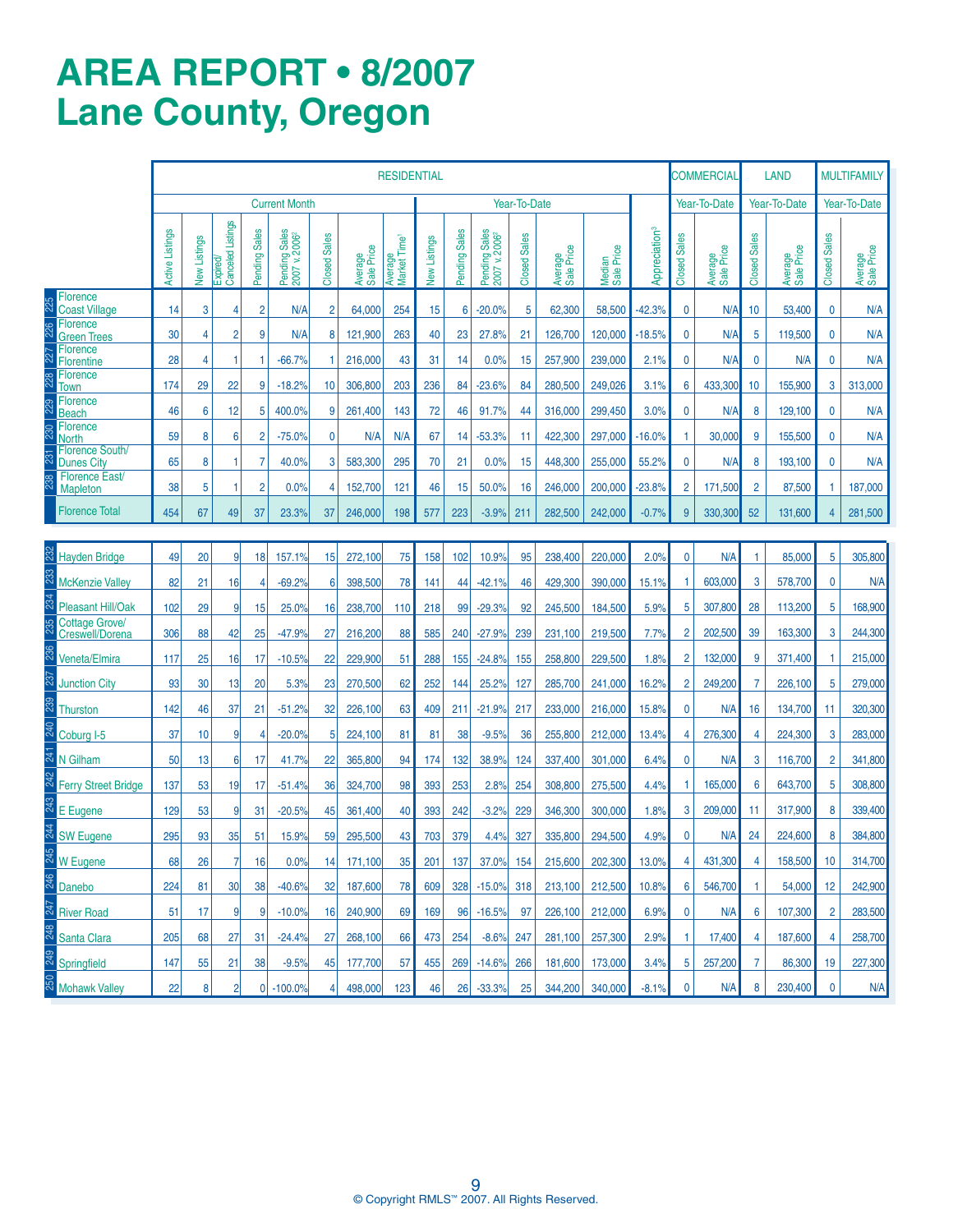# AREA REPORT • 8/2007
# Lane County, Oregon

| | | RESIDENTIAL | | | | | | | | | | | | | | | | COMMERCIAL | | LAND | | MULTIFAMILY | |
|---|---|---|---|---|---|---|---|---|---|---|---|---|---|---|---|---|---|---|---|---|---|---|---|
| | | Current Month | | | | | | | | Year-To-Date | | | | | | | | Year-To-Date | | Year-To-Date | | Year-To-Date | |
| | | Active Listings | New Listings | Expired/ Canceled Listings | Pending Sales | Pending Sales 2007 v. 2006[2] | Closed Sales | Average Sale Price | Average Market Time[1] | New Listings | Pending Sales | Pending Sales 2007 v. 2006[2] | Closed Sales | Average Sale Price | Median Sale Price | Appreciation[3] | Closed Sales | Average Sale Price | Closed Sales | Average Sale Price | Closed Sales | Average Sale Price |
| 225 | Florence Coast Village | 14 | 3 | 4 | 2 | N/A | 2 | 64,000 | 254 | 15 | 6 | -20.0% | 5 | 62,300 | 58,500 | -42.3% | 0 | N/A | 10 | 53,400 | 0 | N/A |
| 226 | Florence Green Trees | 30 | 4 | 2 | 9 | N/A | 8 | 121,900 | 263 | 40 | 23 | 27.8% | 21 | 126,700 | 120,000 | -18.5% | 0 | N/A | 5 | 119,500 | 0 | N/A |
| 227 | Florence Florentine | 28 | 4 | 1 | 1 | -66.7% | 1 | 216,000 | 43 | 31 | 14 | 0.0% | 15 | 257,900 | 239,000 | 2.1% | 0 | N/A | 0 | N/A | 0 | N/A |
| 228 | Florence Town | 174 | 29 | 22 | 9 | -18.2% | 10 | 306,800 | 203 | 236 | 84 | -23.6% | 84 | 280,500 | 249,026 | 3.1% | 6 | 433,300 | 10 | 155,900 | 3 | 313,000 |
| 229 | Florence Beach | 46 | 6 | 12 | 5 | 400.0% | 9 | 261,400 | 143 | 72 | 46 | 91.7% | 44 | 316,000 | 299,450 | 3.0% | 0 | N/A | 8 | 129,100 | 0 | N/A |
| 230 | Florence North | 59 | 8 | 6 | 2 | -75.0% | 0 | N/A | N/A | 67 | 14 | -53.3% | 11 | 422,300 | 297,000 | -16.0% | 1 | 30,000 | 9 | 155,500 | 0 | N/A |
| 231 | Florence South/ Dunes City | 65 | 8 | 1 | 7 | 40.0% | 3 | 583,300 | 295 | 70 | 21 | 0.0% | 15 | 448,300 | 255,000 | 55.2% | 0 | N/A | 8 | 193,100 | 0 | N/A |
| 238 | Florence East/ Mapleton | 38 | 5 | 1 | 2 | 0.0% | 4 | 152,700 | 121 | 46 | 15 | 50.0% | 16 | 246,000 | 200,000 | -23.8% | 2 | 171,500 | 2 | 87,500 | 1 | 187,000 |
| | Florence Total | 454 | 67 | 49 | 37 | 23.3% | 37 | 246,000 | 198 | 577 | 223 | -3.9% | 211 | 282,500 | 242,000 | -0.7% | 9 | 330,300 | 52 | 131,600 | 4 | 281,500 |
| 232 | Hayden Bridge | 49 | 20 | 9 | 18 | 157.1% | 15 | 272,100 | 75 | 158 | 102 | 10.9% | 95 | 238,400 | 220,000 | 2.0% | 0 | N/A | 1 | 85,000 | 5 | 305,800 |
| 233 | McKenzie Valley | 82 | 21 | 16 | 4 | -69.2% | 6 | 398,500 | 78 | 141 | 44 | -42.1% | 46 | 429,300 | 390,000 | 15.1% | 1 | 603,000 | 3 | 578,700 | 0 | N/A |
| 234 | Pleasant Hill/Oak | 102 | 29 | 9 | 15 | 25.0% | 16 | 238,700 | 110 | 218 | 99 | -29.3% | 92 | 245,500 | 184,500 | 5.9% | 5 | 307,800 | 28 | 113,200 | 5 | 168,900 |
| 235 | Cottage Grove/ Creswell/Dorena | 306 | 88 | 42 | 25 | -47.9% | 27 | 216,200 | 88 | 585 | 240 | -27.9% | 239 | 231,100 | 219,500 | 7.7% | 2 | 202,500 | 39 | 163,300 | 3 | 244,300 |
| 236 | Veneta/Elmira | 117 | 25 | 16 | 17 | -10.5% | 22 | 229,900 | 51 | 288 | 155 | -24.8% | 155 | 258,800 | 229,500 | 1.8% | 2 | 132,000 | 9 | 371,400 | 1 | 215,000 |
| 237 | Junction City | 93 | 30 | 13 | 20 | 5.3% | 23 | 270,500 | 62 | 252 | 144 | 25.2% | 127 | 285,700 | 241,000 | 16.2% | 2 | 249,200 | 7 | 226,100 | 5 | 279,000 |
| 239 | Thurston | 142 | 46 | 37 | 21 | -51.2% | 32 | 226,100 | 63 | 409 | 211 | -21.9% | 217 | 233,000 | 216,000 | 15.8% | 0 | N/A | 16 | 134,700 | 11 | 320,300 |
| 240 | Coburg I-5 | 37 | 10 | 9 | 4 | -20.0% | 5 | 224,100 | 81 | 81 | 38 | -9.5% | 36 | 255,800 | 212,000 | 13.4% | 4 | 276,300 | 4 | 224,300 | 3 | 283,000 |
| 241 | N Gilham | 50 | 13 | 6 | 17 | 41.7% | 22 | 365,800 | 94 | 174 | 132 | 38.9% | 124 | 337,400 | 301,000 | 6.4% | 0 | N/A | 3 | 116,700 | 2 | 341,800 |
| 242 | Ferry Street Bridge | 137 | 53 | 19 | 17 | -51.4% | 36 | 324,700 | 98 | 393 | 253 | 2.8% | 254 | 308,800 | 275,500 | 4.4% | 1 | 165,000 | 6 | 643,700 | 5 | 308,800 |
| 243 | E Eugene | 129 | 53 | 9 | 31 | -20.5% | 45 | 361,400 | 40 | 393 | 242 | -3.2% | 229 | 346,300 | 300,000 | 1.8% | 3 | 209,000 | 11 | 317,900 | 8 | 339,400 |
| 244 | SW Eugene | 295 | 93 | 35 | 51 | 15.9% | 59 | 295,500 | 43 | 703 | 379 | 4.4% | 327 | 335,800 | 294,500 | 4.9% | 0 | N/A | 24 | 224,600 | 8 | 384,800 |
| 245 | W Eugene | 68 | 26 | 7 | 16 | 0.0% | 14 | 171,100 | 35 | 201 | 137 | 37.0% | 154 | 215,600 | 202,300 | 13.0% | 4 | 431,300 | 4 | 158,500 | 10 | 314,700 |
| 246 | Danebo | 224 | 81 | 30 | 38 | -40.6% | 32 | 187,600 | 78 | 609 | 328 | -15.0% | 318 | 213,100 | 212,500 | 10.8% | 6 | 546,700 | 1 | 54,000 | 12 | 242,900 |
| 247 | River Road | 51 | 17 | 9 | 9 | -10.0% | 16 | 240,900 | 69 | 169 | 96 | -16.5% | 97 | 226,100 | 212,000 | 6.9% | 0 | N/A | 6 | 107,300 | 2 | 283,500 |
| 248 | Santa Clara | 205 | 68 | 27 | 31 | -24.4% | 27 | 268,100 | 66 | 473 | 254 | -8.6% | 247 | 281,100 | 257,300 | 2.9% | 1 | 17,400 | 4 | 187,600 | 4 | 258,700 |
| 249 | Springfield | 147 | 55 | 21 | 38 | -9.5% | 45 | 177,700 | 57 | 455 | 269 | -14.6% | 266 | 181,600 | 173,000 | 3.4% | 5 | 257,200 | 7 | 86,300 | 19 | 227,300 |
| 250 | Mohawk Valley | 22 | 8 | 2 | 0 | -100.0% | 4 | 498,000 | 123 | 46 | 26 | -33.3% | 25 | 344,200 | 340,000 | -8.1% | 0 | N/A | 8 | 230,400 | 0 | N/A |

© Copyright RMLS™ 2007. All Rights Reserved.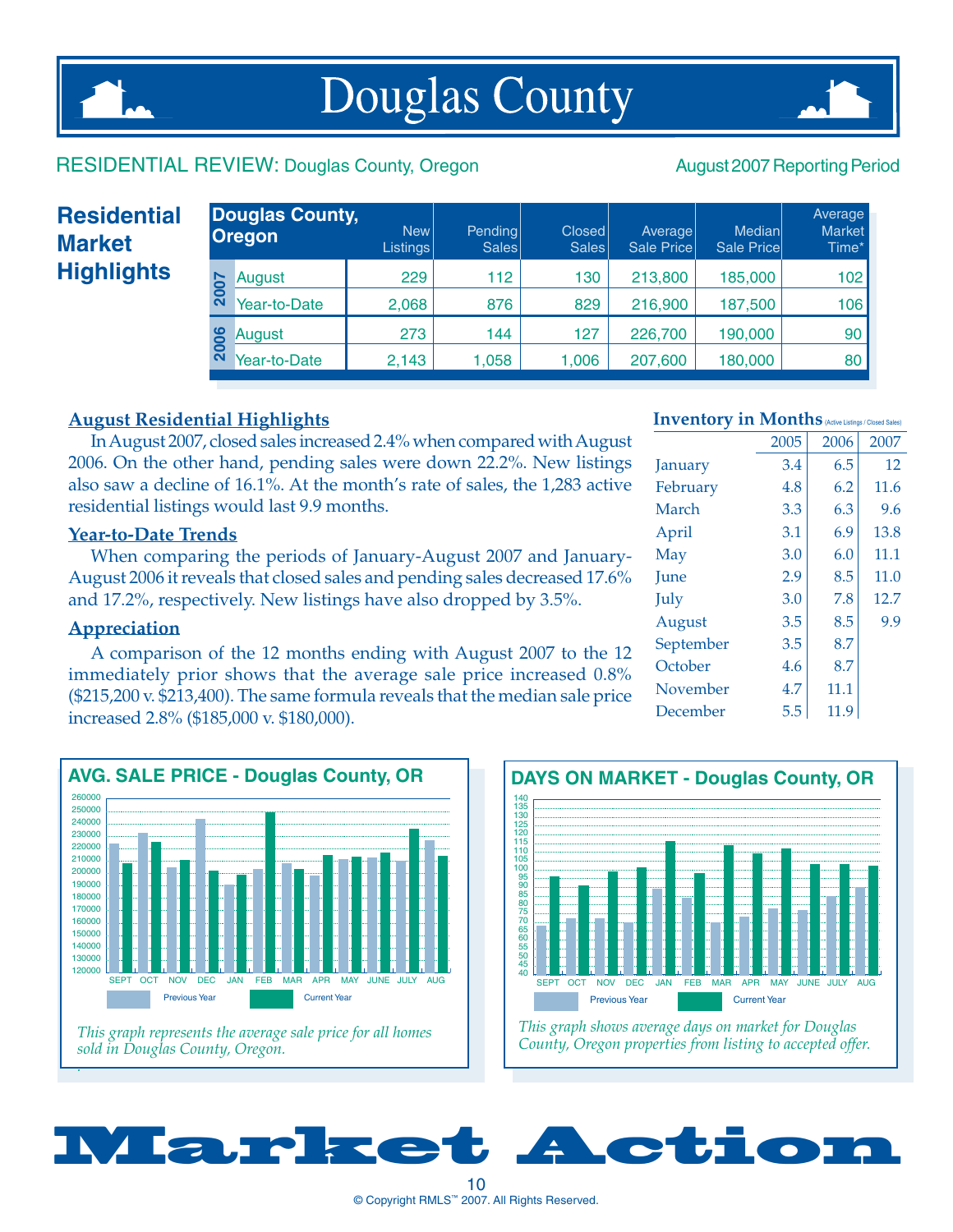# Douglas County

RESIDENTIAL REVIEW: Douglas County, Oregon

August 2007 Reporting Period

## Residential Market Highlights

| | Douglas County, Oregon | New Listings | Pending Sales | Closed Sales | Average Sale Price | Median Sale Price | Average Market Time* |
|---|---|---|---|---|---|---|---|
| 2007 | August | 229 | 112 | 130 | 213,800 | 185,000 | 102 |
| | Year-to-Date | 2,068 | 876 | 829 | 216,900 | 187,500 | 106 |
| 2006 | August | 273 | 144 | 127 | 226,700 | 190,000 | 90 |
| | Year-to-Date | 2,143 | 1,058 | 1,006 | 207,600 | 180,000 | 80 |

### August Residential Highlights

In August 2007, closed sales increased 2.4% when compared with August 2006. On the other hand, pending sales were down 22.2%. New listings also saw a decline of 16.1%. At the month's rate of sales, the 1,283 active residential listings would last 9.9 months.

### Year-to-Date Trends

When comparing the periods of January-August 2007 and January-August 2006 it reveals that closed sales and pending sales decreased 17.6% and 17.2%, respectively. New listings have also dropped by 3.5%.

### Appreciation

A comparison of the 12 months ending with August 2007 to the 12 immediately prior shows that the average sale price increased 0.8% ($215,200 v. $213,400). The same formula reveals that the median sale price increased 2.8% ($185,000 v. $180,000).

### Inventory in Months (Active Listings / Closed Sales)

| | 2005 | 2006 | 2007 |
|---|---|---|---|
| January | 3.4 | 6.5 | 12 |
| February | 4.8 | 6.2 | 11.6 |
| March | 3.3 | 6.3 | 9.6 |
| April | 3.1 | 6.9 | 13.8 |
| May | 3.0 | 6.0 | 11.1 |
| June | 2.9 | 8.5 | 11.0 |
| July | 3.0 | 7.8 | 12.7 |
| August | 3.5 | 8.5 | 9.9 |
| September | 3.5 | 8.7 | |
| October | 4.6 | 8.7 | |
| November | 4.7 | 11.1 | |
| December | 5.5 | 11.9 | |

### AVG. SALE PRICE - Douglas County, OR

*This graph represents the average sale price for all homes sold in Douglas County, Oregon.*

### DAYS ON MARKET - Douglas County, OR

*This graph shows average days on market for Douglas County, Oregon properties from listing to accepted offer.*

# Market Action

© Copyright RMLS™ 2007. All Rights Reserved.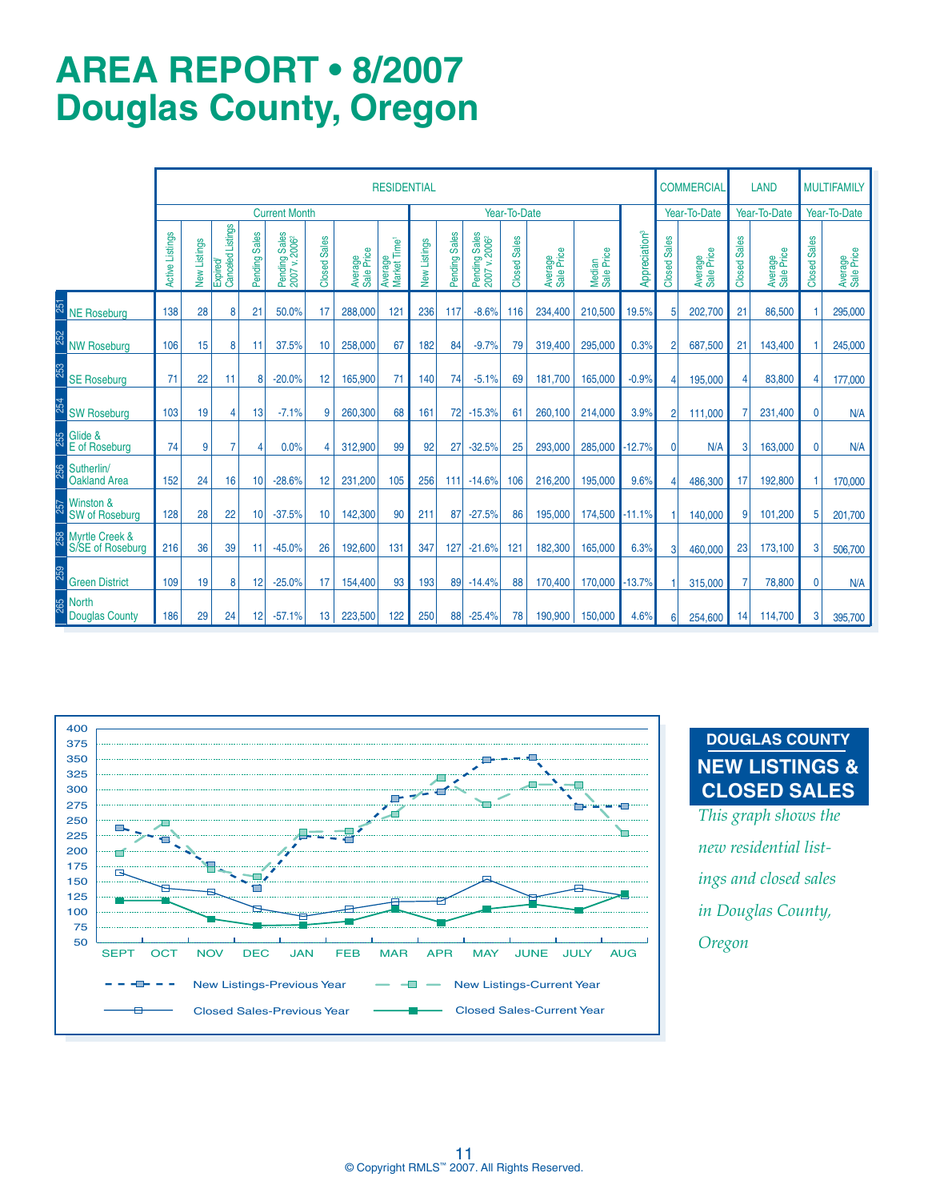# AREA REPORT • 8/2007
# Douglas County, Oregon

| | | RESIDENTIAL | | | | | | | | | | | | | | | COMMERCIAL | | LAND | | MULTIFAMILY | |
|---|---|---|---|---|---|---|---|---|---|---|---|---|---|---|---|---|---|---|---|---|---|---|
| | | Current Month | | | | | | | | Year-To-Date | | | | | | | Year-To-Date | | Year-To-Date | | Year-To-Date | |
| | | Active Listings | New Listings | Expired/ Canceled Listings | Pending Sales | Pending Sales 2007 v. 2006[2] | Closed Sales | Average Sale Price | Average Market Time[1] | New Listings | Pending Sales | Pending Sales 2007 v. 2006[2] | Closed Sales | Average Sale Price | Median Sale Price | Appreciation[3] | Closed Sales | Average Sale Price | Closed Sales | Average Sale Price | Closed Sales | Average Sale Price |
| 251 | NE Roseburg | 138 | 28 | 8 | 21 | 50.0% | 17 | 288,000 | 121 | 236 | 117 | -8.6% | 116 | 234,400 | 210,500 | 19.5% | 5 | 202,700 | 21 | 86,500 | 1 | 295,000 |
| 252 | NW Roseburg | 106 | 15 | 8 | 11 | 37.5% | 10 | 258,000 | 67 | 182 | 84 | -9.7% | 79 | 319,400 | 295,000 | 0.3% | 2 | 687,500 | 21 | 143,400 | 1 | 245,000 |
| 253 | SE Roseburg | 71 | 22 | 11 | 8 | -20.0% | 12 | 165,900 | 71 | 140 | 74 | -5.1% | 69 | 181,700 | 165,000 | -0.9% | 4 | 195,000 | 4 | 83,800 | 4 | 177,000 |
| 254 | SW Roseburg | 103 | 19 | 4 | 13 | -7.1% | 9 | 260,300 | 68 | 161 | 72 | -15.3% | 61 | 260,100 | 214,000 | 3.9% | 2 | 111,000 | 7 | 231,400 | 0 | N/A |
| 255 | Glide & E of Roseburg | 74 | 9 | 7 | 4 | 0.0% | 4 | 312,900 | 99 | 92 | 27 | -32.5% | 25 | 293,000 | 285,000 | -12.7% | 0 | N/A | 3 | 163,000 | 0 | N/A |
| 256 | Sutherlin/ Oakland Area | 152 | 24 | 16 | 10 | -28.6% | 12 | 231,200 | 105 | 256 | 111 | -14.6% | 106 | 216,200 | 195,000 | 9.6% | 4 | 486,300 | 17 | 192,800 | 1 | 170,000 |
| 257 | Winston & SW of Roseburg | 128 | 28 | 22 | 10 | -37.5% | 10 | 142,300 | 90 | 211 | 87 | -27.5% | 86 | 195,000 | 174,500 | -11.1% | 1 | 140,000 | 9 | 101,200 | 5 | 201,700 |
| 258 | Myrtle Creek & S/SE of Roseburg | 216 | 36 | 39 | 11 | -45.0% | 26 | 192,600 | 131 | 347 | 127 | -21.6% | 121 | 182,300 | 165,000 | 6.3% | 3 | 460,000 | 23 | 173,100 | 3 | 506,700 |
| 259 | Green District | 109 | 19 | 8 | 12 | -25.0% | 17 | 154,400 | 93 | 193 | 89 | -14.4% | 88 | 170,400 | 170,000 | -13.7% | 1 | 315,000 | 7 | 78,800 | 0 | N/A |
| 265 | North Douglas County | 186 | 29 | 24 | 12 | -57.1% | 13 | 223,500 | 122 | 250 | 88 | -25.4% | 78 | 190,900 | 150,000 | 4.6% | 6 | 254,600 | 14 | 114,700 | 3 | 395,700 |

## DOUGLAS COUNTY NEW LISTINGS & CLOSED SALES

*This graph shows the new residential listings and closed sales in Douglas County, Oregon*

© Copyright RMLS™ 2007. All Rights Reserved.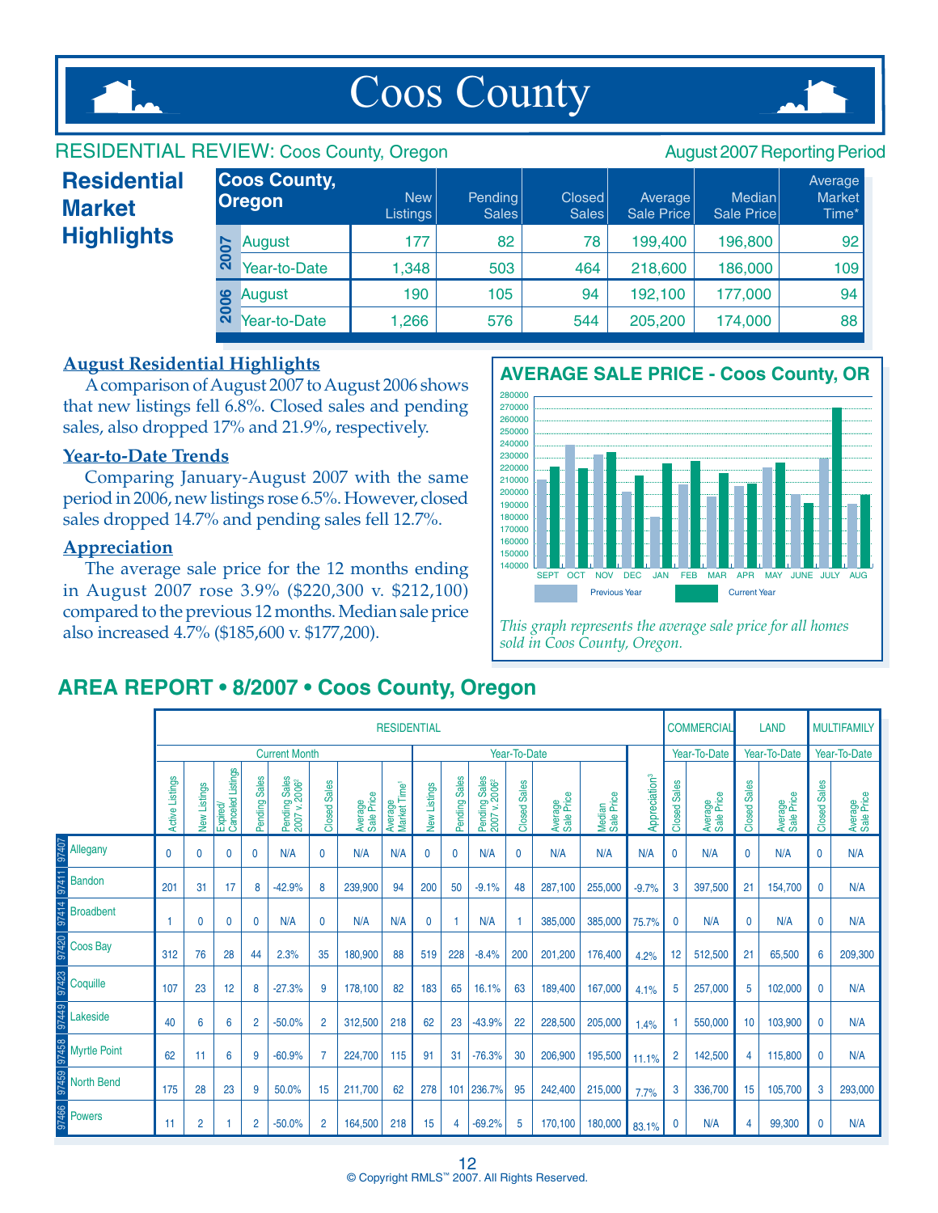# Coos County

RESIDENTIAL REVIEW: Coos County, Oregon — August 2007 Reporting Period

## Residential Market Highlights

| Coos County, Oregon | | New Listings | Pending Sales | Closed Sales | Average Sale Price | Median Sale Price | Average Market Time* |
|---|---|---|---|---|---|---|---|
| 2007 | August | 177 | 82 | 78 | 199,400 | 196,800 | 92 |
| | Year-to-Date | 1,348 | 503 | 464 | 218,600 | 186,000 | 109 |
| 2006 | August | 190 | 105 | 94 | 192,100 | 177,000 | 94 |
| | Year-to-Date | 1,266 | 576 | 544 | 205,200 | 174,000 | 88 |

### August Residential Highlights

A comparison of August 2007 to August 2006 shows that new listings fell 6.8%. Closed sales and pending sales, also dropped 17% and 21.9%, respectively.

### Year-to-Date Trends

Comparing January-August 2007 with the same period in 2006, new listings rose 6.5%. However, closed sales dropped 14.7% and pending sales fell 12.7%.

### Appreciation

The average sale price for the 12 months ending in August 2007 rose 3.9% ($220,300 v. $212,100) compared to the previous 12 months. Median sale price also increased 4.7% ($185,600 v. $177,200).

### AVERAGE SALE PRICE - Coos County, OR

*This graph represents the average sale price for all homes sold in Coos County, Oregon.*

## AREA REPORT • 8/2007 • Coos County, Oregon

| | | RESIDENTIAL | | | | | | | | | | | | | | | COMMERCIAL | | LAND | | MULTIFAMILY | |
|---|---|---|---|---|---|---|---|---|---|---|---|---|---|---|---|---|---|---|---|---|---|---|
| | | Current Month | | | | | | | | Year-To-Date | | | | | | | Year-To-Date | | Year-To-Date | | Year-To-Date | |
| Zip | Area | Active Listings | New Listings | Expired/Canceled Listings | Pending Sales | Pending Sales 2007 v. 2006[2] | Closed Sales | Average Sale Price | Average Market Time[1] | New Listings | Pending Sales | Pending Sales 2007 v. 2006[2] | Closed Sales | Average Sale Price | Median Sale Price | Appreciation[3] | Closed Sales | Average Sale Price | Closed Sales | Average Sale Price | Closed Sales | Average Sale Price |
| 97407 | Allegany | 0 | 0 | 0 | 0 | N/A | 0 | N/A | N/A | 0 | 0 | N/A | 0 | N/A | N/A | N/A | 0 | N/A | 0 | N/A | 0 | N/A |
| 97411 | Bandon | 201 | 31 | 17 | 8 | -42.9% | 8 | 239,900 | 94 | 200 | 50 | -9.1% | 48 | 287,100 | 255,000 | -9.7% | 3 | 397,500 | 21 | 154,700 | 0 | N/A |
| 97414 | Broadbent | 1 | 0 | 0 | 0 | N/A | 0 | N/A | N/A | 0 | 1 | N/A | 1 | 385,000 | 385,000 | 75.7% | 0 | N/A | 0 | N/A | 0 | N/A |
| 97420 | Coos Bay | 312 | 76 | 28 | 44 | 2.3% | 35 | 180,900 | 88 | 519 | 228 | -8.4% | 200 | 201,200 | 176,400 | 4.2% | 12 | 512,500 | 21 | 65,500 | 6 | 209,300 |
| 97423 | Coquille | 107 | 23 | 12 | 8 | -27.3% | 9 | 178,100 | 82 | 183 | 65 | 16.1% | 63 | 189,400 | 167,000 | 4.1% | 5 | 257,000 | 5 | 102,000 | 0 | N/A |
| 97449 | Lakeside | 40 | 6 | 6 | 2 | -50.0% | 2 | 312,500 | 218 | 62 | 23 | -43.9% | 22 | 228,500 | 205,000 | 1.4% | 1 | 550,000 | 10 | 103,900 | 0 | N/A |
| 97458 | Myrtle Point | 62 | 11 | 6 | 9 | -60.9% | 7 | 224,700 | 115 | 91 | 31 | -76.3% | 30 | 206,900 | 195,500 | 11.1% | 2 | 142,500 | 4 | 115,800 | 0 | N/A |
| 97459 | North Bend | 175 | 28 | 23 | 9 | 50.0% | 15 | 211,700 | 62 | 278 | 101 | 236.7% | 95 | 242,400 | 215,000 | 7.7% | 3 | 336,700 | 15 | 105,700 | 3 | 293,000 |
| 97466 | Powers | 11 | 2 | 1 | 2 | -50.0% | 2 | 164,500 | 218 | 15 | 4 | -69.2% | 5 | 170,100 | 180,000 | 83.1% | 0 | N/A | 4 | 99,300 | 0 | N/A |

© Copyright RMLS™ 2007. All Rights Reserved.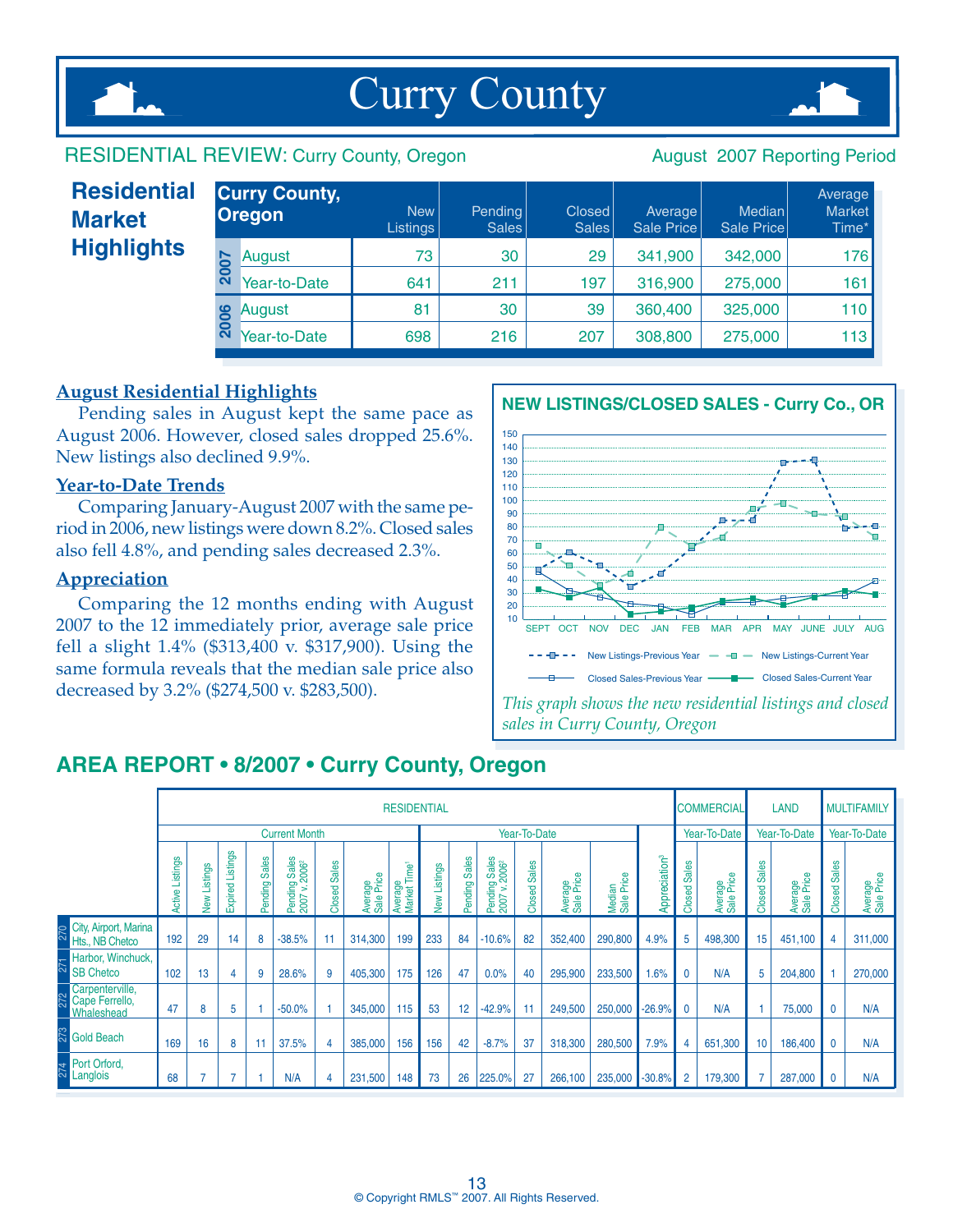# Curry County

RESIDENTIAL REVIEW: Curry County, Oregon

August 2007 Reporting Period

## Residential Market Highlights

| Curry County, Oregon | | New Listings | Pending Sales | Closed Sales | Average Sale Price | Median Sale Price | Average Market Time* |
|---|---|---|---|---|---|---|---|
| 2007 | August | 73 | 30 | 29 | 341,900 | 342,000 | 176 |
| | Year-to-Date | 641 | 211 | 197 | 316,900 | 275,000 | 161 |
| 2006 | August | 81 | 30 | 39 | 360,400 | 325,000 | 110 |
| | Year-to-Date | 698 | 216 | 207 | 308,800 | 275,000 | 113 |

### August Residential Highlights

Pending sales in August kept the same pace as August 2006. However, closed sales dropped 25.6%. New listings also declined 9.9%.

### Year-to-Date Trends

Comparing January-August 2007 with the same period in 2006, new listings were down 8.2%. Closed sales also fell 4.8%, and pending sales decreased 2.3%.

### Appreciation

Comparing the 12 months ending with August 2007 to the 12 immediately prior, average sale price fell a slight 1.4% ($313,400 v. $317,900). Using the same formula reveals that the median sale price also decreased by 3.2% ($274,500 v. $283,500).

**NEW LISTINGS/CLOSED SALES - Curry Co., OR**

*This graph shows the new residential listings and closed sales in Curry County, Oregon*

## AREA REPORT • 8/2007 • Curry County, Oregon

| | | RESIDENTIAL | | | | | | | | | | | | | | | COMMERCIAL | | LAND | | MULTIFAMILY | |
|---|---|---|---|---|---|---|---|---|---|---|---|---|---|---|---|---|---|---|---|---|---|---|
| | | Current Month | | | | | | | | Year-To-Date | | | | | | | Year-To-Date | | Year-To-Date | | Year-To-Date | |
| | | Active Listings | New Listings | Expired Listings | Pending Sales | Pending Sales 2007 v. 2006[2] | Closed Sales | Average Sale Price | Average Market Time[1] | New Listings | Pending Sales | Pending Sales 2007 v. 2006[2] | Closed Sales | Average Sale Price | Median Sale Price | Appreciation[3] | Closed Sales | Average Sale Price | Closed Sales | Average Sale Price | Closed Sales | Average Sale Price |
| 270 | City, Airport, Marina Hts., NB Chetco | 192 | 29 | 14 | 8 | -38.5% | 11 | 314,300 | 199 | 233 | 84 | -10.6% | 82 | 352,400 | 290,800 | 4.9% | 5 | 498,300 | 15 | 451,100 | 4 | 311,000 |
| 271 | Harbor, Winchuck, SB Chetco | 102 | 13 | 4 | 9 | 28.6% | 9 | 405,300 | 175 | 126 | 47 | 0.0% | 40 | 295,900 | 233,500 | 1.6% | 0 | N/A | 5 | 204,800 | 1 | 270,000 |
| 272 | Carpenterville, Cape Ferrello, Whaleshead | 47 | 8 | 5 | 1 | -50.0% | 1 | 345,000 | 115 | 53 | 12 | -42.9% | 11 | 249,500 | 250,000 | -26.9% | 0 | N/A | 1 | 75,000 | 0 | N/A |
| 273 | Gold Beach | 169 | 16 | 8 | 11 | 37.5% | 4 | 385,000 | 156 | 156 | 42 | -8.7% | 37 | 318,300 | 280,500 | 7.9% | 4 | 651,300 | 10 | 186,400 | 0 | N/A |
| 274 | Port Orford, Langlois | 68 | 7 | 7 | 1 | N/A | 4 | 231,500 | 148 | 73 | 26 | 225.0% | 27 | 266,100 | 235,000 | -30.8% | 2 | 179,300 | 7 | 287,000 | 0 | N/A |

© Copyright RMLS™ 2007. All Rights Reserved.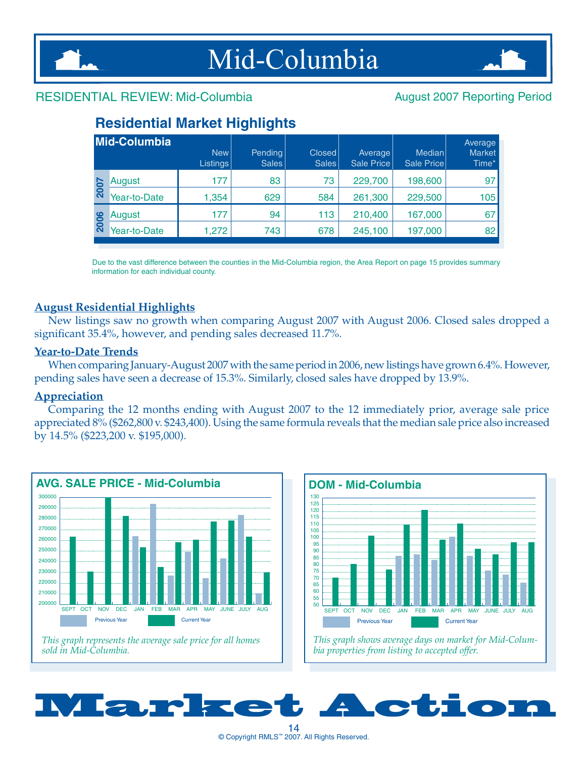# Mid-Columbia

RESIDENTIAL REVIEW: Mid-Columbia

August 2007 Reporting Period

## Residential Market Highlights

| Mid-Columbia | | New Listings | Pending Sales | Closed Sales | Average Sale Price | Median Sale Price | Average Market Time* |
|---|---|---|---|---|---|---|---|
| 2007 | August | 177 | 83 | 73 | 229,700 | 198,600 | 97 |
| | Year-to-Date | 1,354 | 629 | 584 | 261,300 | 229,500 | 105 |
| 2006 | August | 177 | 94 | 113 | 210,400 | 167,000 | 67 |
| | Year-to-Date | 1,272 | 743 | 678 | 245,100 | 197,000 | 82 |

Due to the vast difference between the counties in the Mid-Columbia region, the Area Report on page 15 provides summary information for each individual county.

### August Residential Highlights

New listings saw no growth when comparing August 2007 with August 2006. Closed sales dropped a significant 35.4%, however, and pending sales decreased 11.7%.

### Year-to-Date Trends

When comparing January-August 2007 with the same period in 2006, new listings have grown 6.4%. However, pending sales have seen a decrease of 15.3%. Similarly, closed sales have dropped by 13.9%.

### Appreciation

Comparing the 12 months ending with August 2007 to the 12 immediately prior, average sale price appreciated 8% ($262,800 v. $243,400). Using the same formula reveals that the median sale price also increased by 14.5% ($223,200 v. $195,000).

**AVG. SALE PRICE - Mid-Columbia**

*This graph represents the average sale price for all homes sold in Mid-Columbia.*

**DOM - Mid-Columbia**

*This graph shows average days on market for Mid-Columbia properties from listing to accepted offer.*

# Market Action

© Copyright RMLS™ 2007. All Rights Reserved.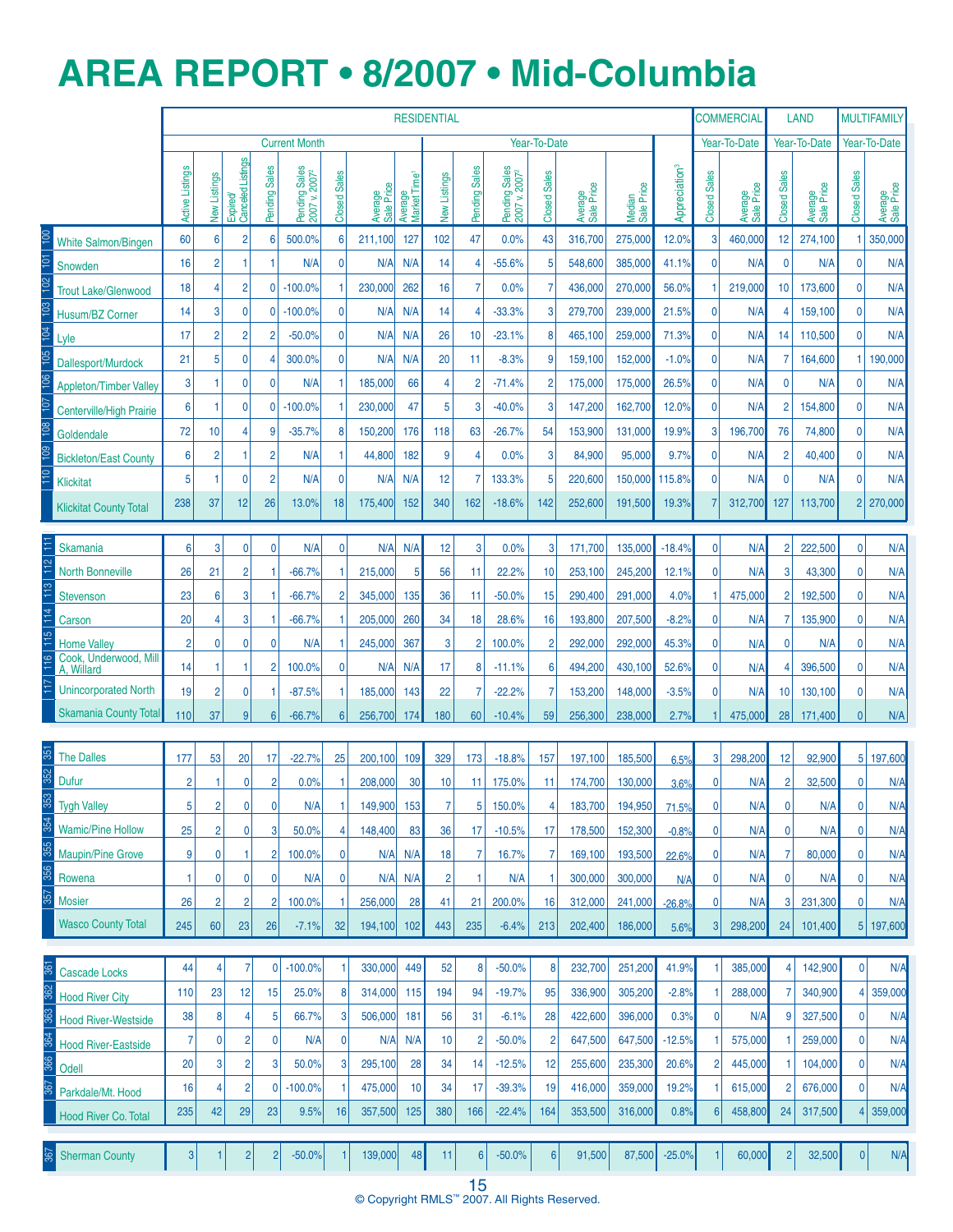# AREA REPORT • 8/2007 • Mid-Columbia

| | | RESIDENTIAL | | | | | | | | | | | | | | | | COMMERCIAL | | LAND | | MULTIFAMILY | |
|---|---|---|---|---|---|---|---|---|---|---|---|---|---|---|---|---|---|---|---|---|---|---|---|
| | | Current Month | | | | | | | | Year-To-Date | | | | | | | | Year-To-Date | | Year-To-Date | | Year-To-Date | |
| | | Active Listings | New Listings | Expired/ Canceled Listings | Pending Sales | Pending Sales 2007 v. 2007[2] | Closed Sales | Average Sale Price | Average Market Time[1] | New Listings | Pending Sales | Pending Sales 2007 v. 2007[2] | Closed Sales | Average Sale Price | Median Sale Price | Appreciation[3] | Closed Sales | Average Sale Price | Closed Sales | Average Sale Price | Closed Sales | Average Sale Price |
| 100 | White Salmon/Bingen | 60 | 6 | 2 | 6 | 500.0% | 6 | 211,100 | 127 | 102 | 47 | 0.0% | 43 | 316,700 | 275,000 | 12.0% | 3 | 460,000 | 12 | 274,100 | 1 | 350,000 |
| 101 | Snowden | 16 | 2 | 1 | 1 | N/A | 0 | N/A | N/A | 14 | 4 | -55.6% | 5 | 548,600 | 385,000 | 41.1% | 0 | N/A | 0 | N/A | 0 | N/A |
| 102 | Trout Lake/Glenwood | 18 | 4 | 2 | 0 | -100.0% | 1 | 230,000 | 262 | 16 | 7 | 0.0% | 7 | 436,000 | 270,000 | 56.0% | 1 | 219,000 | 10 | 173,600 | 0 | N/A |
| 103 | Husum/BZ Corner | 14 | 3 | 0 | 0 | -100.0% | 0 | N/A | N/A | 14 | 4 | -33.3% | 3 | 279,700 | 239,000 | 21.5% | 0 | N/A | 4 | 159,100 | 0 | N/A |
| 104 | Lyle | 17 | 2 | 2 | 2 | -50.0% | 0 | N/A | N/A | 26 | 10 | -23.1% | 8 | 465,100 | 259,000 | 71.3% | 0 | N/A | 14 | 110,500 | 0 | N/A |
| 105 | Dallesport/Murdock | 21 | 5 | 0 | 4 | 300.0% | 0 | N/A | N/A | 20 | 11 | -8.3% | 9 | 159,100 | 152,000 | -1.0% | 0 | N/A | 7 | 164,600 | 1 | 190,000 |
| 106 | Appleton/Timber Valley | 3 | 1 | 0 | 0 | N/A | 1 | 185,000 | 66 | 4 | 2 | -71.4% | 2 | 175,000 | 175,000 | 26.5% | 0 | N/A | 0 | N/A | 0 | N/A |
| 107 | Centerville/High Prairie | 6 | 1 | 0 | 0 | -100.0% | 1 | 230,000 | 47 | 5 | 3 | -40.0% | 3 | 147,200 | 162,700 | 12.0% | 0 | N/A | 2 | 154,800 | 0 | N/A |
| 108 | Goldendale | 72 | 10 | 4 | 9 | -35.7% | 8 | 150,200 | 176 | 118 | 63 | -26.7% | 54 | 153,900 | 131,000 | 19.9% | 3 | 196,700 | 76 | 74,800 | 0 | N/A |
| 109 | Bickleton/East County | 6 | 2 | 1 | 2 | N/A | 1 | 44,800 | 182 | 9 | 4 | 0.0% | 3 | 84,900 | 95,000 | 9.7% | 0 | N/A | 2 | 40,400 | 0 | N/A |
| 110 | Klickitat | 5 | 1 | 0 | 2 | N/A | 0 | N/A | N/A | 12 | 7 | 133.3% | 5 | 220,600 | 150,000 | 115.8% | 0 | N/A | 0 | N/A | 0 | N/A |
| | Klickitat County Total | 238 | 37 | 12 | 26 | 13.0% | 18 | 175,400 | 152 | 340 | 162 | -18.6% | 142 | 252,600 | 191,500 | 19.3% | 7 | 312,700 | 127 | 113,700 | 2 | 270,000 |
| 111 | Skamania | 6 | 3 | 0 | 0 | N/A | 0 | N/A | N/A | 12 | 3 | 0.0% | 3 | 171,700 | 135,000 | -18.4% | 0 | N/A | 2 | 222,500 | 0 | N/A |
| 112 | North Bonneville | 26 | 21 | 2 | 1 | -66.7% | 1 | 215,000 | 5 | 56 | 11 | 22.2% | 10 | 253,100 | 245,200 | 12.1% | 0 | N/A | 3 | 43,300 | 0 | N/A |
| 113 | Stevenson | 23 | 6 | 3 | 1 | -66.7% | 2 | 345,000 | 135 | 36 | 11 | -50.0% | 15 | 290,400 | 291,000 | 4.0% | 1 | 475,000 | 2 | 192,500 | 0 | N/A |
| 114 | Carson | 20 | 4 | 3 | 1 | -66.7% | 1 | 205,000 | 260 | 34 | 18 | 28.6% | 16 | 193,800 | 207,500 | -8.2% | 0 | N/A | 7 | 135,900 | 0 | N/A |
| 115 | Home Valley | 2 | 0 | 0 | 0 | N/A | 1 | 245,000 | 367 | 3 | 2 | 100.0% | 2 | 292,000 | 292,000 | 45.3% | 0 | N/A | 0 | N/A | 0 | N/A |
| 116 | Cook, Underwood, Mill A, Willard | 14 | 1 | 1 | 2 | 100.0% | 0 | N/A | N/A | 17 | 8 | -11.1% | 6 | 494,200 | 430,100 | 52.6% | 0 | N/A | 4 | 396,500 | 0 | N/A |
| 117 | Unincorporated North | 19 | 2 | 0 | 1 | -87.5% | 1 | 185,000 | 143 | 22 | 7 | -22.2% | 7 | 153,200 | 148,000 | -3.5% | 0 | N/A | 10 | 130,100 | 0 | N/A |
| | Skamania County Total | 110 | 37 | 9 | 6 | -66.7% | 6 | 256,700 | 174 | 180 | 60 | -10.4% | 59 | 256,300 | 238,000 | 2.7% | 1 | 475,000 | 28 | 171,400 | 0 | N/A |
| 351 | The Dalles | 177 | 53 | 20 | 17 | -22.7% | 25 | 200,100 | 109 | 329 | 173 | -18.8% | 157 | 197,100 | 185,500 | 6.5% | 3 | 298,200 | 12 | 92,900 | 5 | 197,600 |
| 352 | Dufur | 2 | 1 | 0 | 2 | 0.0% | 1 | 208,000 | 30 | 10 | 11 | 175.0% | 11 | 174,700 | 130,000 | 3.6% | 0 | N/A | 2 | 32,500 | 0 | N/A |
| 353 | Tygh Valley | 5 | 2 | 0 | 0 | N/A | 1 | 149,900 | 153 | 7 | 5 | 150.0% | 4 | 183,700 | 194,950 | 71.5% | 0 | N/A | 0 | N/A | 0 | N/A |
| 354 | Wamic/Pine Hollow | 25 | 2 | 0 | 3 | 50.0% | 4 | 148,400 | 83 | 36 | 17 | -10.5% | 17 | 178,500 | 152,300 | -0.8% | 0 | N/A | 0 | N/A | 0 | N/A |
| 355 | Maupin/Pine Grove | 9 | 0 | 1 | 2 | 100.0% | 0 | N/A | N/A | 18 | 7 | 16.7% | 7 | 169,100 | 193,500 | 22.6% | 0 | N/A | 7 | 80,000 | 0 | N/A |
| 356 | Rowena | 1 | 0 | 0 | 0 | N/A | 0 | N/A | N/A | 2 | 1 | N/A | 1 | 300,000 | 300,000 | N/A | 0 | N/A | 0 | N/A | 0 | N/A |
| 357 | Mosier | 26 | 2 | 2 | 2 | 100.0% | 1 | 256,000 | 28 | 41 | 21 | 200.0% | 16 | 312,000 | 241,000 | -26.8% | 0 | N/A | 3 | 231,300 | 0 | N/A |
| | Wasco County Total | 245 | 60 | 23 | 26 | -7.1% | 32 | 194,100 | 102 | 443 | 235 | -6.4% | 213 | 202,400 | 186,000 | 5.6% | 3 | 298,200 | 24 | 101,400 | 5 | 197,600 |
| 361 | Cascade Locks | 44 | 4 | 7 | 0 | -100.0% | 1 | 330,000 | 449 | 52 | 8 | -50.0% | 8 | 232,700 | 251,200 | 41.9% | 1 | 385,000 | 4 | 142,900 | 0 | N/A |
| 362 | Hood River City | 110 | 23 | 12 | 15 | 25.0% | 8 | 314,000 | 115 | 194 | 94 | -19.7% | 95 | 336,900 | 305,200 | -2.8% | 1 | 288,000 | 7 | 340,900 | 4 | 359,000 |
| 363 | Hood River-Westside | 38 | 8 | 4 | 5 | 66.7% | 3 | 506,000 | 181 | 56 | 31 | -6.1% | 28 | 422,600 | 396,000 | 0.3% | 0 | N/A | 9 | 327,500 | 0 | N/A |
| 364 | Hood River-Eastside | 7 | 0 | 2 | 0 | N/A | 0 | N/A | N/A | 10 | 2 | -50.0% | 2 | 647,500 | 647,500 | -12.5% | 1 | 575,000 | 1 | 259,000 | 0 | N/A |
| 366 | Odell | 20 | 3 | 2 | 3 | 50.0% | 3 | 295,100 | 28 | 34 | 14 | -12.5% | 12 | 255,600 | 235,300 | 20.6% | 2 | 445,000 | 1 | 104,000 | 0 | N/A |
| 367 | Parkdale/Mt. Hood | 16 | 4 | 2 | 0 | -100.0% | 1 | 475,000 | 10 | 34 | 17 | -39.3% | 19 | 416,000 | 359,000 | 19.2% | 1 | 615,000 | 2 | 676,000 | 0 | N/A |
| | Hood River Co. Total | 235 | 42 | 29 | 23 | 9.5% | 16 | 357,500 | 125 | 380 | 166 | -22.4% | 164 | 353,500 | 316,000 | 0.8% | 6 | 458,800 | 24 | 317,500 | 4 | 359,000 |
| 367 | Sherman County | 3 | 1 | 2 | 2 | -50.0% | 1 | 139,000 | 48 | 11 | 6 | -50.0% | 6 | 91,500 | 87,500 | -25.0% | 1 | 60,000 | 2 | 32,500 | 0 | N/A |

© Copyright RMLS™ 2007. All Rights Reserved.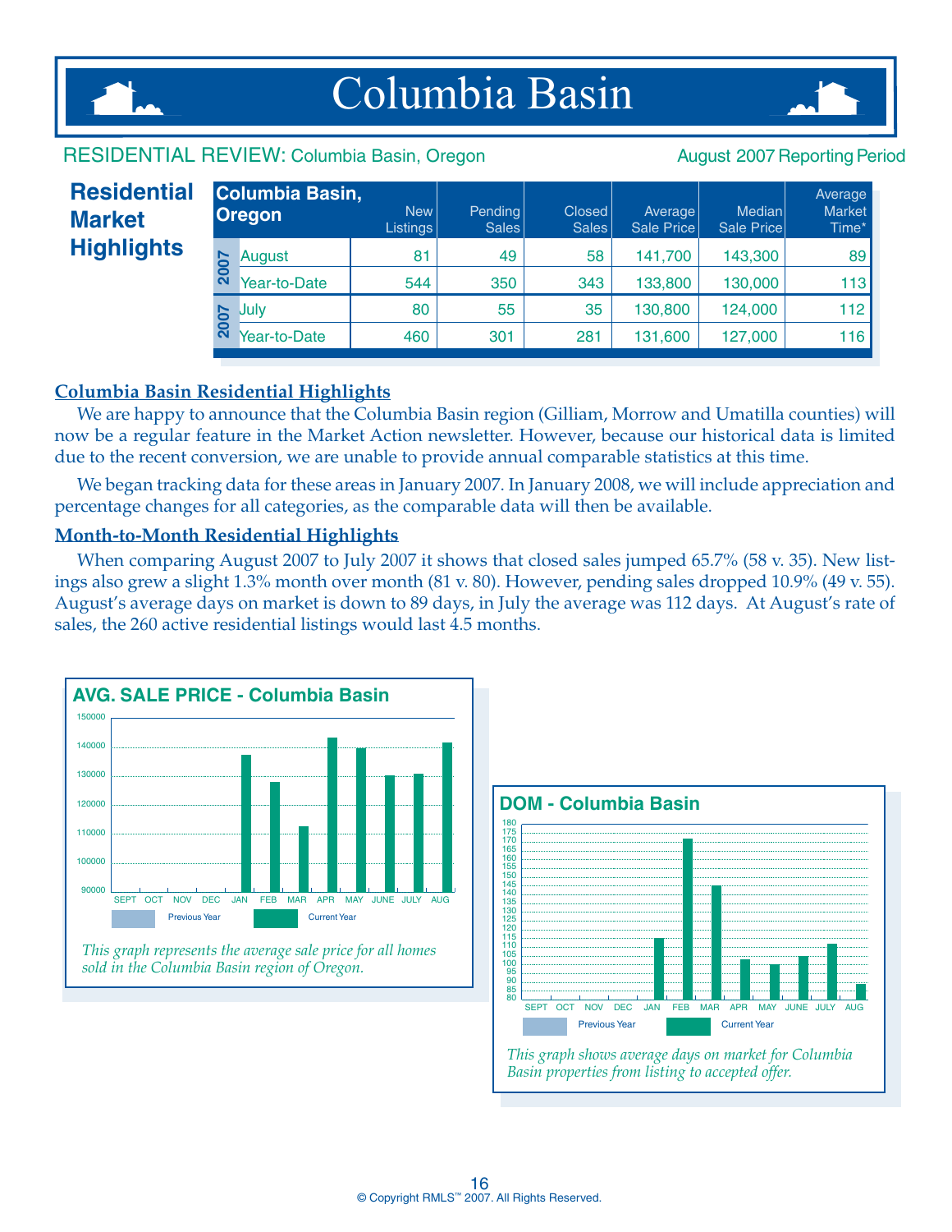# Columbia Basin

RESIDENTIAL REVIEW: Columbia Basin, Oregon

August 2007 Reporting Period

## Residential Market Highlights

| | Columbia Basin, Oregon | New Listings | Pending Sales | Closed Sales | Average Sale Price | Median Sale Price | Average Market Time* |
|---|---|---|---|---|---|---|---|
| 2007 | August | 81 | 49 | 58 | 141,700 | 143,300 | 89 |
| | Year-to-Date | 544 | 350 | 343 | 133,800 | 130,000 | 113 |
| 2007 | July | 80 | 55 | 35 | 130,800 | 124,000 | 112 |
| | Year-to-Date | 460 | 301 | 281 | 131,600 | 127,000 | 116 |

### Columbia Basin Residential Highlights

We are happy to announce that the Columbia Basin region (Gilliam, Morrow and Umatilla counties) will now be a regular feature in the Market Action newsletter. However, because our historical data is limited due to the recent conversion, we are unable to provide annual comparable statistics at this time.

We began tracking data for these areas in January 2007. In January 2008, we will include appreciation and percentage changes for all categories, as the comparable data will then be available.

### Month-to-Month Residential Highlights

When comparing August 2007 to July 2007 it shows that closed sales jumped 65.7% (58 v. 35). New listings also grew a slight 1.3% month over month (81 v. 80). However, pending sales dropped 10.9% (49 v. 55). August's average days on market is down to 89 days, in July the average was 112 days. At August's rate of sales, the 260 active residential listings would last 4.5 months.

**AVG. SALE PRICE - Columbia Basin**

*This graph represents the average sale price for all homes sold in the Columbia Basin region of Oregon.*

**DOM - Columbia Basin**

*This graph shows average days on market for Columbia Basin properties from listing to accepted offer.*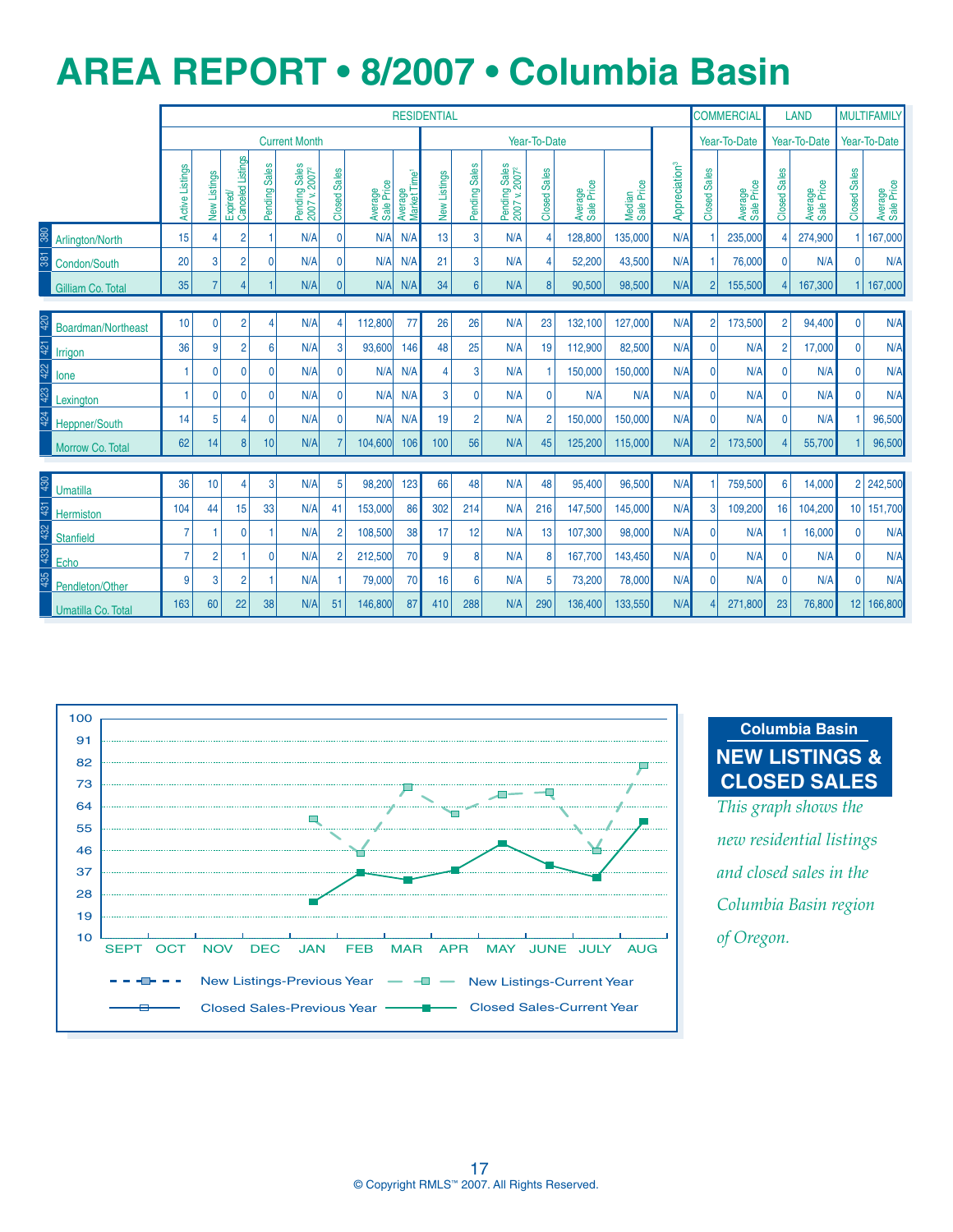# AREA REPORT • 8/2007 • Columbia Basin

| | | RESIDENTIAL | | | | | | | | | | | | | | | | COMMERCIAL | | LAND | | MULTIFAMILY | |
|---|---|---|---|---|---|---|---|---|---|---|---|---|---|---|---|---|---|---|---|---|---|---|---|
| | | Current Month | | | | | | | | Year-To-Date | | | | | | | | Year-To-Date | | Year-To-Date | | Year-To-Date | |
| | | Active Listings | New Listings | Expired/ Canceled Listings | Pending Sales | Pending Sales 2007 v. 2007[2] | Closed Sales | Average Sale Price | Average Market Time[1] | New Listings | Pending Sales | Pending Sales 2007 v. 2007[2] | Closed Sales | Average Sale Price | Median Sale Price | Appreciation[3] | | Closed Sales | Average Sale Price | Closed Sales | Average Sale Price | Closed Sales | Average Sale Price |
| 380 | Arlington/North | 15 | 4 | 2 | 1 | N/A | 0 | N/A | N/A | 13 | 3 | N/A | 4 | 128,800 | 135,000 | N/A | | 1 | 235,000 | 4 | 274,900 | 1 | 167,000 |
| 381 | Condon/South | 20 | 3 | 2 | 0 | N/A | 0 | N/A | N/A | 21 | 3 | N/A | 4 | 52,200 | 43,500 | N/A | | 1 | 76,000 | 0 | N/A | 0 | N/A |
| | Gilliam Co. Total | 35 | 7 | 4 | 1 | N/A | 0 | N/A | N/A | 34 | 6 | N/A | 8 | 90,500 | 98,500 | N/A | | 2 | 155,500 | 4 | 167,300 | 1 | 167,000 |
| 420 | Boardman/Northeast | 10 | 0 | 2 | 4 | N/A | 4 | 112,800 | 77 | 26 | 26 | N/A | 23 | 132,100 | 127,000 | N/A | | 2 | 173,500 | 2 | 94,400 | 0 | N/A |
| 421 | Irrigon | 36 | 9 | 2 | 6 | N/A | 3 | 93,600 | 146 | 48 | 25 | N/A | 19 | 112,900 | 82,500 | N/A | | 0 | N/A | 2 | 17,000 | 0 | N/A |
| 422 | Ione | 1 | 0 | 0 | 0 | N/A | 0 | N/A | N/A | 4 | 3 | N/A | 1 | 150,000 | 150,000 | N/A | | 0 | N/A | 0 | N/A | 0 | N/A |
| 423 | Lexington | 1 | 0 | 0 | 0 | N/A | 0 | N/A | N/A | 3 | 0 | N/A | 0 | N/A | N/A | N/A | | 0 | N/A | 0 | N/A | 0 | N/A |
| 424 | Heppner/South | 14 | 5 | 4 | 0 | N/A | 0 | N/A | N/A | 19 | 2 | N/A | 2 | 150,000 | 150,000 | N/A | | 0 | N/A | 0 | N/A | 1 | 96,500 |
| | Morrow Co. Total | 62 | 14 | 8 | 10 | N/A | 7 | 104,600 | 106 | 100 | 56 | N/A | 45 | 125,200 | 115,000 | N/A | | 2 | 173,500 | 4 | 55,700 | 1 | 96,500 |
| 430 | Umatilla | 36 | 10 | 4 | 3 | N/A | 5 | 98,200 | 123 | 66 | 48 | N/A | 48 | 95,400 | 96,500 | N/A | | 1 | 759,500 | 6 | 14,000 | 2 | 242,500 |
| 431 | Hermiston | 104 | 44 | 15 | 33 | N/A | 41 | 153,000 | 86 | 302 | 214 | N/A | 216 | 147,500 | 145,000 | N/A | | 3 | 109,200 | 16 | 104,200 | 10 | 151,700 |
| 432 | Stanfield | 7 | 1 | 0 | 1 | N/A | 2 | 108,500 | 38 | 17 | 12 | N/A | 13 | 107,300 | 98,000 | N/A | | 0 | N/A | 1 | 16,000 | 0 | N/A |
| 433 | Echo | 7 | 2 | 1 | 0 | N/A | 2 | 212,500 | 70 | 9 | 8 | N/A | 8 | 167,700 | 143,450 | N/A | | 0 | N/A | 0 | N/A | 0 | N/A |
| 435 | Pendleton/Other | 9 | 3 | 2 | 1 | N/A | 1 | 79,000 | 70 | 16 | 6 | N/A | 5 | 73,200 | 78,000 | N/A | | 0 | N/A | 0 | N/A | 0 | N/A |
| | Umatilla Co. Total | 163 | 60 | 22 | 38 | N/A | 51 | 146,800 | 87 | 410 | 288 | N/A | 290 | 136,400 | 133,550 | N/A | | 4 | 271,800 | 23 | 76,800 | 12 | 166,800 |

## Columbia Basin NEW LISTINGS & CLOSED SALES

*This graph shows the new residential listings and closed sales in the Columbia Basin region of Oregon.*

© Copyright RMLS™ 2007. All Rights Reserved.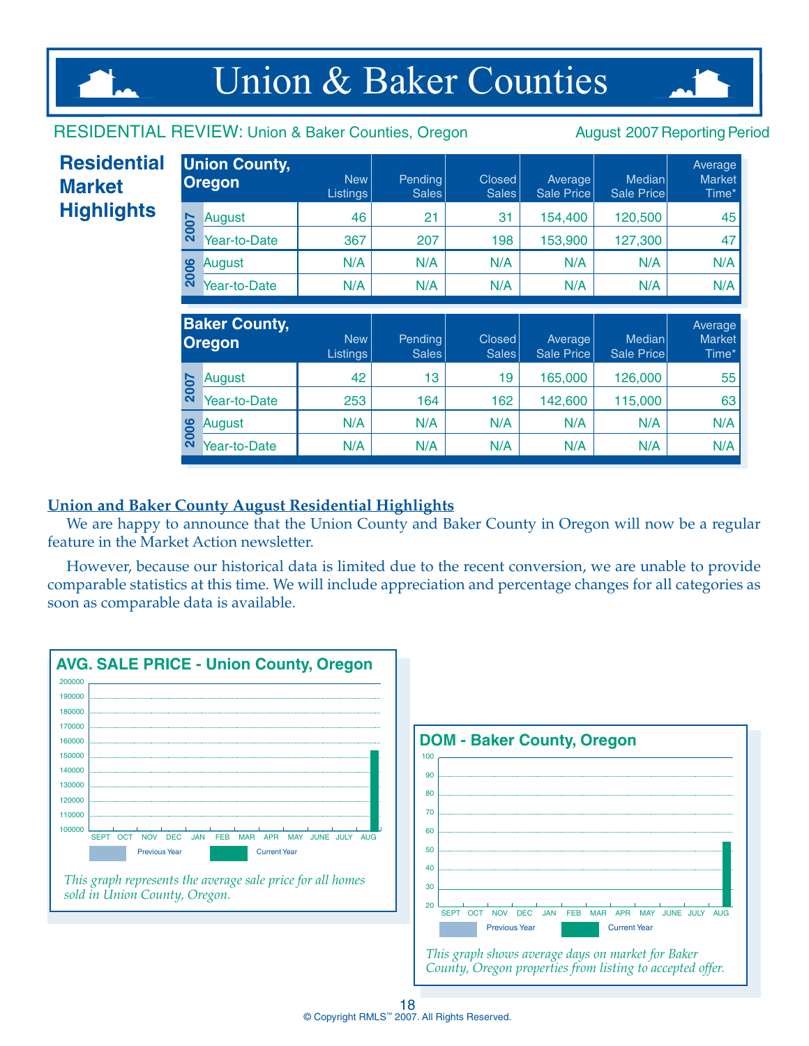# Union & Baker Counties

RESIDENTIAL REVIEW: Union & Baker Counties, Oregon — August 2007 Reporting Period

## Residential Market Highlights

| Union County, Oregon | | New Listings | Pending Sales | Closed Sales | Average Sale Price | Median Sale Price | Average Market Time* |
|---|---|---|---|---|---|---|---|
| 2007 | August | 46 | 21 | 31 | 154,400 | 120,500 | 45 |
| | Year-to-Date | 367 | 207 | 198 | 153,900 | 127,300 | 47 |
| 2006 | August | N/A | N/A | N/A | N/A | N/A | N/A |
| | Year-to-Date | N/A | N/A | N/A | N/A | N/A | N/A |

| Baker County, Oregon | | New Listings | Pending Sales | Closed Sales | Average Sale Price | Median Sale Price | Average Market Time* |
|---|---|---|---|---|---|---|---|
| 2007 | August | 42 | 13 | 19 | 165,000 | 126,000 | 55 |
| | Year-to-Date | 253 | 164 | 162 | 142,600 | 115,000 | 63 |
| 2006 | August | N/A | N/A | N/A | N/A | N/A | N/A |
| | Year-to-Date | N/A | N/A | N/A | N/A | N/A | N/A |

### Union and Baker County August Residential Highlights

We are happy to announce that the Union County and Baker County in Oregon will now be a regular feature in the Market Action newsletter.

However, because our historical data is limited due to the recent conversion, we are unable to provide comparable statistics at this time. We will include appreciation and percentage changes for all categories as soon as comparable data is available.

**AVG. SALE PRICE - Union County, Oregon**

*This graph represents the average sale price for all homes sold in Union County, Oregon.*

**DOM - Baker County, Oregon**

*This graph shows average days on market for Baker County, Oregon properties from listing to accepted offer.*

© Copyright RMLS™ 2007. All Rights Reserved.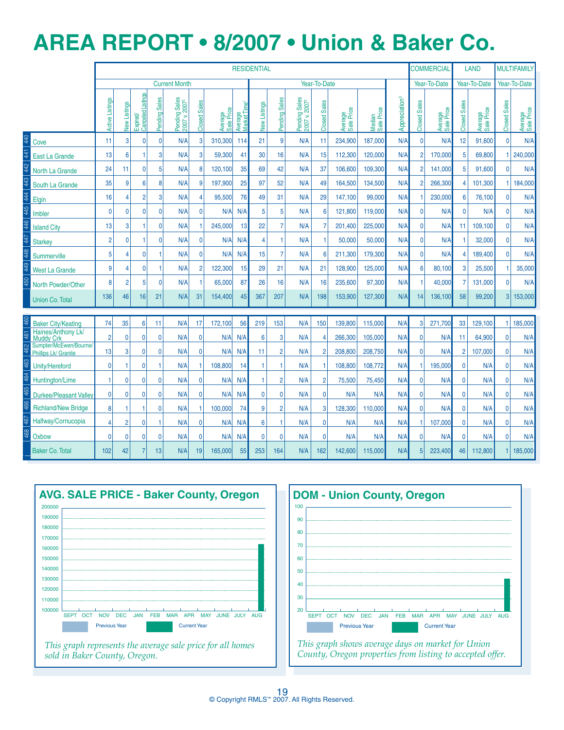# AREA REPORT • 8/2007 • Union & Baker Co.

| | | RESIDENTIAL | | | | | | | | | | | | | | | COMMERCIAL | | LAND | | MULTIFAMILY | |
|---|---|---|---|---|---|---|---|---|---|---|---|---|---|---|---|---|---|---|---|---|---|---|
| | | Current Month | | | | | | | | Year-To-Date | | | | | | | Year-To-Date | | Year-To-Date | | Year-To-Date | |
| | | Active Listings | New Listings | Expired/ Canceled Listings | Pending Sales | Pending Sales 2007 v. 2007[2] | Closed Sales | Average Sale Price | Average Market Time[1] | New Listings | Pending Sales | Pending Sales 2007 v. 2007[2] | Closed Sales | Average Sale Price | Median Sale Price | Appreciation[3] | Closed Sales | Average Sale Price | Closed Sales | Average Sale Price | Closed Sales | Average Sale Price |
| 440 | Cove | 11 | 3 | 0 | 0 | N/A | 3 | 310,300 | 114 | 21 | 9 | N/A | 11 | 234,900 | 187,000 | N/A | 0 | N/A | 12 | 91,600 | 0 | N/A |
| 441 | East La Grande | 13 | 6 | 1 | 3 | N/A | 3 | 59,300 | 41 | 30 | 16 | N/A | 15 | 112,300 | 120,000 | N/A | 2 | 170,000 | 5 | 69,800 | 1 | 240,000 |
| 442 | North La Grande | 24 | 11 | 0 | 5 | N/A | 8 | 120,100 | 35 | 69 | 42 | N/A | 37 | 106,600 | 109,300 | N/A | 2 | 141,000 | 5 | 91,600 | 0 | N/A |
| 443 | South La Grande | 35 | 9 | 6 | 8 | N/A | 9 | 197,900 | 25 | 97 | 52 | N/A | 49 | 164,500 | 134,500 | N/A | 2 | 266,300 | 4 | 101,300 | 1 | 184,000 |
| 444 | Elgin | 16 | 4 | 2 | 3 | N/A | 4 | 95,500 | 76 | 49 | 31 | N/A | 29 | 147,100 | 99,000 | N/A | 1 | 230,000 | 6 | 76,100 | 0 | N/A |
| 445 | Imbler | 0 | 0 | 0 | 0 | N/A | 0 | N/A | N/A | 5 | 5 | N/A | 6 | 121,800 | 119,000 | N/A | 0 | N/A | 0 | N/A | 0 | N/A |
| 446 | Island City | 13 | 3 | 1 | 0 | N/A | 1 | 245,000 | 13 | 22 | 7 | N/A | 7 | 201,400 | 225,000 | N/A | 0 | N/A | 11 | 109,100 | 0 | N/A |
| 447 | Starkey | 2 | 0 | 1 | 0 | N/A | 0 | N/A | N/A | 4 | 1 | N/A | 1 | 50,000 | 50,000 | N/A | 0 | N/A | 1 | 32,000 | 0 | N/A |
| 448 | Summerville | 5 | 4 | 0 | 1 | N/A | 0 | N/A | N/A | 15 | 7 | N/A | 6 | 211,300 | 179,300 | N/A | 0 | N/A | 4 | 189,400 | 0 | N/A |
| 449 | West La Grande | 9 | 4 | 0 | 1 | N/A | 2 | 122,300 | 15 | 29 | 21 | N/A | 21 | 128,900 | 125,000 | N/A | 6 | 80,100 | 3 | 25,500 | 1 | 35,000 |
| 450 | North Powder/Other | 8 | 2 | 5 | 0 | N/A | 1 | 65,000 | 87 | 26 | 16 | N/A | 16 | 235,600 | 97,300 | N/A | 1 | 40,000 | 7 | 131,000 | 0 | N/A |
| | Union Co. Total | 136 | 46 | 16 | 21 | N/A | 31 | 154,400 | 45 | 367 | 207 | N/A | 198 | 153,900 | 127,300 | N/A | 14 | 136,100 | 58 | 99,200 | 3 | 153,000 |
| 460 | Baker City/Keating | 74 | 35 | 6 | 11 | N/A | 17 | 172,100 | 56 | 219 | 153 | N/A | 150 | 139,800 | 115,000 | N/A | 3 | 271,700 | 33 | 129,100 | 1 | 185,000 |
| 461 | Haines/Anthony Lk/ Muddy Crk | 2 | 0 | 0 | 0 | N/A | 0 | N/A | N/A | 6 | 3 | N/A | 4 | 266,300 | 105,000 | N/A | 0 | N/A | 11 | 64,900 | 0 | N/A |
| 462 | Sumpter/McEwen/Bourne/ Phillips Lk/ Granite | 13 | 3 | 0 | 0 | N/A | 0 | N/A | N/A | 11 | 2 | N/A | 2 | 208,800 | 208,750 | N/A | 0 | N/A | 2 | 107,000 | 0 | N/A |
| 463 | Unity/Hereford | 0 | 1 | 0 | 1 | N/A | 1 | 108,800 | 14 | 1 | 1 | N/A | 1 | 108,800 | 108,772 | N/A | 1 | 195,000 | 0 | N/A | 0 | N/A |
| 464 | Huntington/Lime | 1 | 0 | 0 | 0 | N/A | 0 | N/A | N/A | 1 | 2 | N/A | 2 | 75,500 | 75,450 | N/A | 0 | N/A | 0 | N/A | 0 | N/A |
| 465 | Durkee/Pleasant Valley | 0 | 0 | 0 | 0 | N/A | 0 | N/A | N/A | 0 | 0 | N/A | 0 | N/A | N/A | N/A | 0 | N/A | 0 | N/A | 0 | N/A |
| 466 | Richland/New Bridge | 8 | 1 | 1 | 0 | N/A | 1 | 100,000 | 74 | 9 | 2 | N/A | 3 | 128,300 | 110,000 | N/A | 0 | N/A | 0 | N/A | 0 | N/A |
| 467 | Halfway/Cornucopia | 4 | 2 | 0 | 1 | N/A | 0 | N/A | N/A | 6 | 1 | N/A | 0 | N/A | N/A | N/A | 1 | 107,000 | 0 | N/A | 0 | N/A |
| 468 | Oxbow | 0 | 0 | 0 | 0 | N/A | 0 | N/A | N/A | 0 | 0 | N/A | 0 | N/A | N/A | N/A | 0 | N/A | 0 | N/A | 0 | N/A |
| | Baker Co. Total | 102 | 42 | 7 | 13 | N/A | 19 | 165,000 | 55 | 253 | 164 | N/A | 162 | 142,600 | 115,000 | N/A | 5 | 223,400 | 46 | 112,800 | 1 | 185,000 |

## AVG. SALE PRICE - Baker County, Oregon

Previous Year | Current Year

*This graph represents the average sale price for all homes sold in Baker County, Oregon.*

## DOM - Union County, Oregon

Previous Year | Current Year

*This graph shows average days on market for Union County, Oregon properties from listing to accepted offer.*

© Copyright RMLS™ 2007. All Rights Reserved.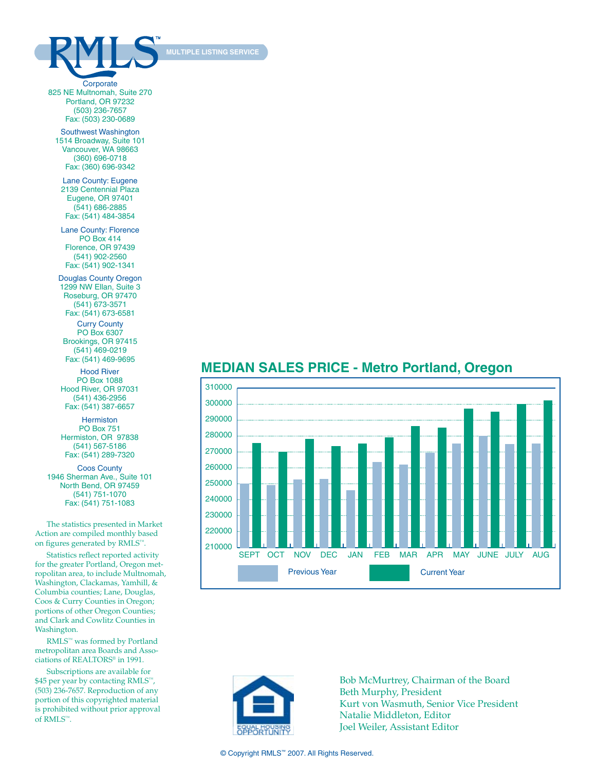RMLS™ MULTIPLE LISTING SERVICE

Corporate
825 NE Multnomah, Suite 270
Portland, OR 97232
(503) 236-7657
Fax: (503) 230-0689

Southwest Washington
1514 Broadway, Suite 101
Vancouver, WA 98663
(360) 696-0718
Fax: (360) 696-9342

Lane County: Eugene
2139 Centennial Plaza
Eugene, OR 97401
(541) 686-2885
Fax: (541) 484-3854

Lane County: Florence
PO Box 414
Florence, OR 97439
(541) 902-2560
Fax: (541) 902-1341

Douglas County Oregon
1299 NW Ellan, Suite 3
Roseburg, OR 97470
(541) 673-3571
Fax: (541) 673-6581

Curry County
PO Box 6307
Brookings, OR 97415
(541) 469-0219
Fax: (541) 469-9695

Hood River
PO Box 1088
Hood River, OR 97031
(541) 436-2956
Fax: (541) 387-6657

Hermiston
PO Box 751
Hermiston, OR 97838
(541) 567-5186
Fax: (541) 289-7320

Coos County
1946 Sherman Ave., Suite 101
North Bend, OR 97459
(541) 751-1070
Fax: (541) 751-1083

The statistics presented in Market Action are compiled monthly based on figures generated by RMLS™.

Statistics reflect reported activity for the greater Portland, Oregon metropolitan area, to include Multnomah, Washington, Clackamas, Yamhill, & Columbia counties; Lane, Douglas, Coos & Curry Counties in Oregon; portions of other Oregon Counties; and Clark and Cowlitz Counties in Washington.

RMLS™ was formed by Portland metropolitan area Boards and Associations of REALTORS® in 1991.

Subscriptions are available for $45 per year by contacting RMLS™, (503) 236-7657. Reproduction of any portion of this copyrighted material is prohibited without prior approval of RMLS™.

## MEDIAN SALES PRICE - Metro Portland, Oregon

310000
300000
290000
280000
270000
260000
250000
240000
230000
220000
210000

SEPT OCT NOV DEC JAN FEB MAR APR MAY JUNE JULY AUG

Previous Year
Current Year

EQUAL HOUSING OPPORTUNITY

Bob McMurtrey, Chairman of the Board
Beth Murphy, President
Kurt von Wasmuth, Senior Vice President
Natalie Middleton, Editor
Joel Weiler, Assistant Editor

© Copyright RMLS™ 2007. All Rights Reserved.